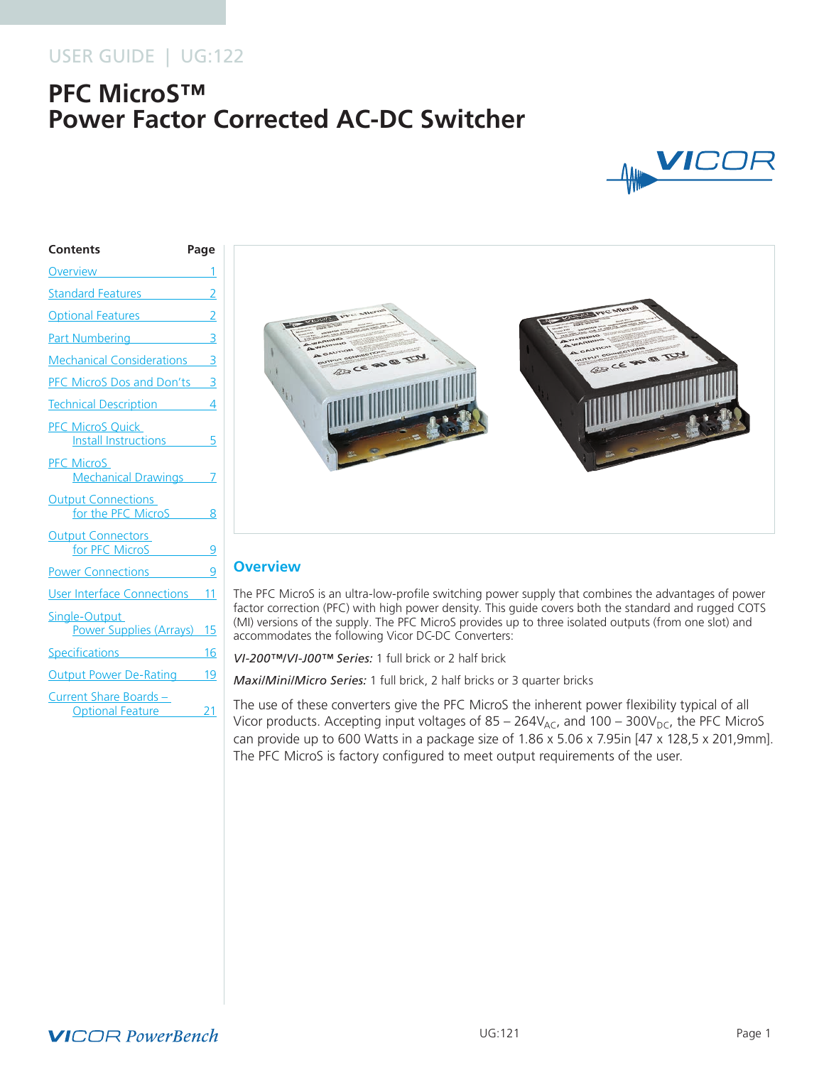USER GUIDE | UG:122

# PFC MicroS™
# Power Factor Corrected AC-DC Switcher

| Contents | Page |
|---|---|
| Overview | 1 |
| Standard Features | 2 |
| Optional Features | 2 |
| Part Numbering | 3 |
| Mechanical Considerations | 3 |
| PFC MicroS Dos and Don'ts | 3 |
| Technical Description | 4 |
| PFC MicroS Quick Install Instructions | 5 |
| PFC MicroS Mechanical Drawings | 7 |
| Output Connections for the PFC MicroS | 8 |
| Output Connectors for PFC MicroS | 9 |
| Power Connections | 9 |
| User Interface Connections | 11 |
| Single-Output Power Supplies (Arrays) | 15 |
| Specifications | 16 |
| Output Power De-Rating | 19 |
| Current Share Boards – Optional Feature | 21 |

## Overview

The PFC MicroS is an ultra-low-profile switching power supply that combines the advantages of power factor correction (PFC) with high power density. This guide covers both the standard and rugged COTS (MI) versions of the supply. The PFC MicroS provides up to three isolated outputs (from one slot) and accommodates the following Vicor DC-DC Converters:

*VI-200™/VI-J00™ Series:* 1 full brick or 2 half brick

*Maxi/Mini/Micro Series:* 1 full brick, 2 half bricks or 3 quarter bricks

The use of these converters give the PFC MicroS the inherent power flexibility typical of all Vicor products. Accepting input voltages of 85 – 264$V_{AC}$, and 100 – 300$V_{DC}$, the PFC MicroS can provide up to 600 Watts in a package size of 1.86 x 5.06 x 7.95in [47 x 128,5 x 201,9mm]. The PFC MicroS is factory configured to meet output requirements of the user.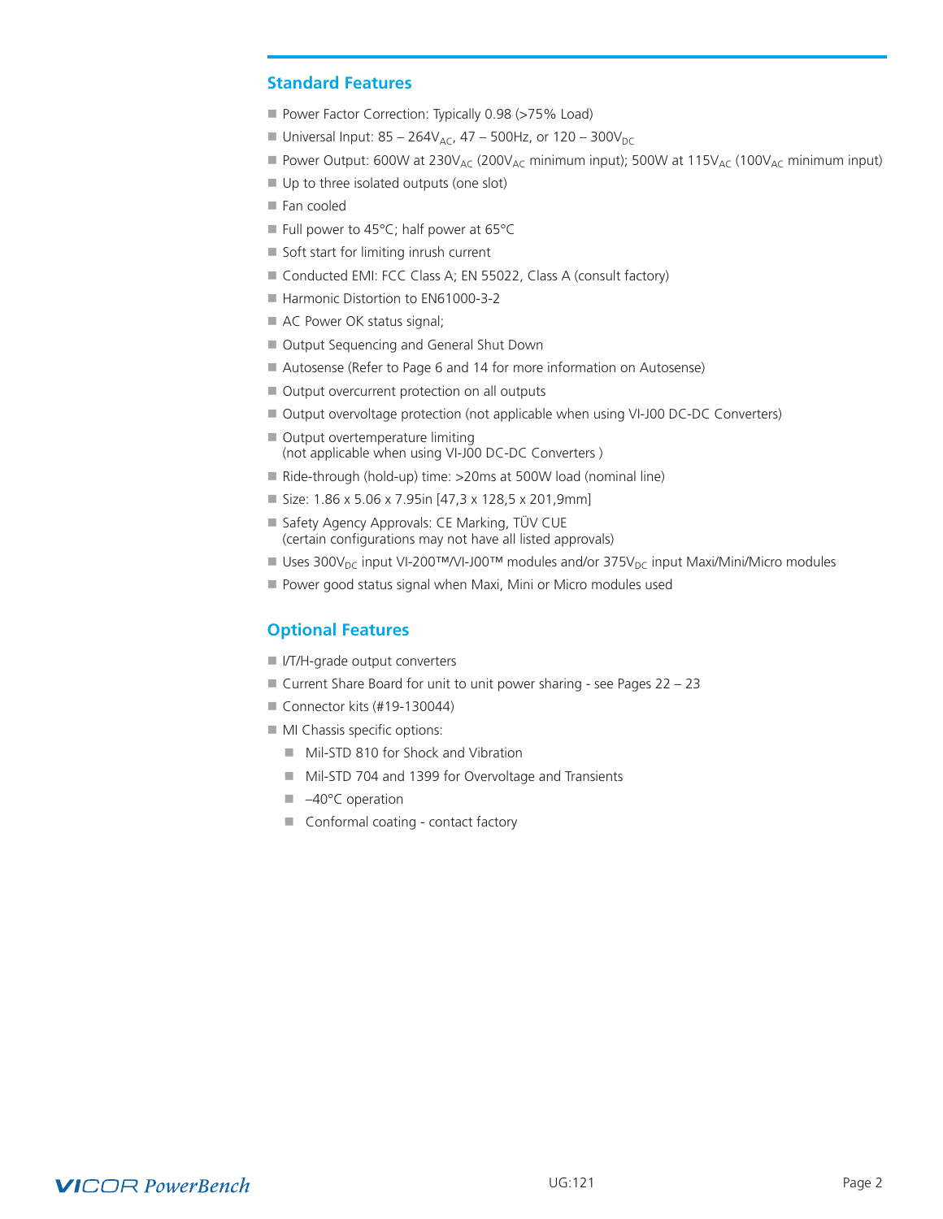## Standard Features

- Power Factor Correction: Typically 0.98 (>75% Load)
- Universal Input: 85 – 264$V_{AC}$, 47 – 500Hz, or 120 – 300$V_{DC}$
- Power Output: 600W at 230$V_{AC}$ (200$V_{AC}$ minimum input); 500W at 115$V_{AC}$ (100$V_{AC}$ minimum input)
- Up to three isolated outputs (one slot)
- Fan cooled
- Full power to 45°C; half power at 65°C
- Soft start for limiting inrush current
- Conducted EMI: FCC Class A; EN 55022, Class A (consult factory)
- Harmonic Distortion to EN61000-3-2
- AC Power OK status signal;
- Output Sequencing and General Shut Down
- Autosense (Refer to Page 6 and 14 for more information on Autosense)
- Output overcurrent protection on all outputs
- Output overvoltage protection (not applicable when using VI-J00 DC-DC Converters)
- Output overtemperature limiting
  (not applicable when using VI-J00 DC-DC Converters )
- Ride-through (hold-up) time: >20ms at 500W load (nominal line)
- Size: 1.86 x 5.06 x 7.95in [47,3 x 128,5 x 201,9mm]
- Safety Agency Approvals: CE Marking, TÜV CUE
  (certain configurations may not have all listed approvals)
- Uses 300$V_{DC}$ input VI-200™/VI-J00™ modules and/or 375$V_{DC}$ input Maxi/Mini/Micro modules
- Power good status signal when Maxi, Mini or Micro modules used

## Optional Features

- I/T/H-grade output converters
- Current Share Board for unit to unit power sharing - see Pages 22 – 23
- Connector kits (#19-130044)
- MI Chassis specific options:
  - Mil-STD 810 for Shock and Vibration
  - Mil-STD 704 and 1399 for Overvoltage and Transients
  - –40°C operation
  - Conformal coating - contact factory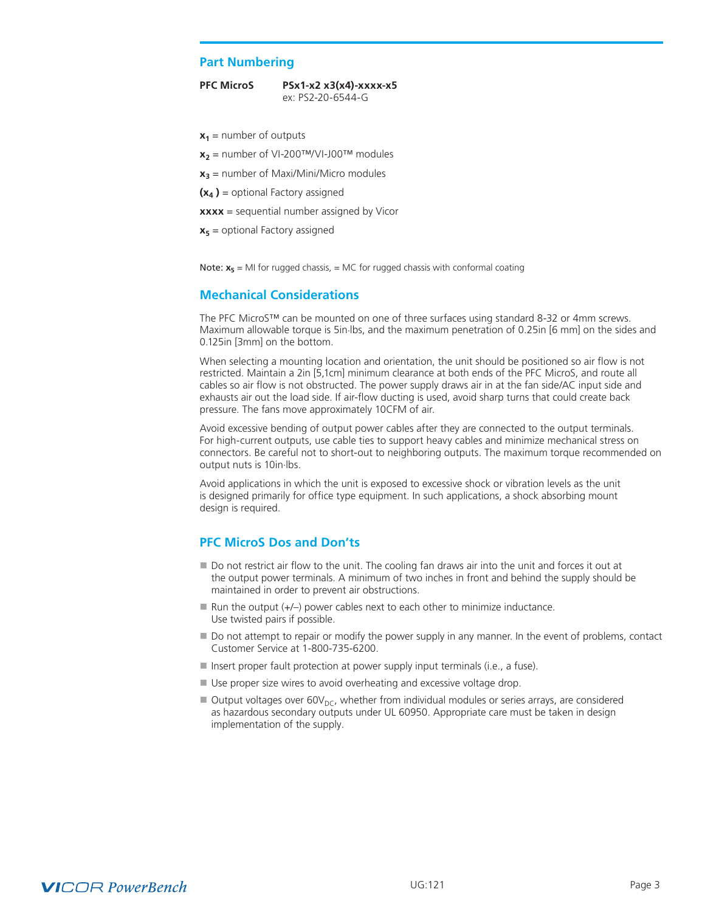## Part Numbering

**PFC MicroS** **PSx1-x2 x3(x4)-xxxx-x5**
ex: PS2-20-6544-G

$\mathbf{x_1}$ = number of outputs

$\mathbf{x_2}$ = number of VI-200™/VI-J00™ modules

$\mathbf{x_3}$ = number of Maxi/Mini/Micro modules

**($\mathbf{x_4}$ )** = optional Factory assigned

**xxxx** = sequential number assigned by Vicor

$\mathbf{x_5}$ = optional Factory assigned

Note: $\mathbf{x_5}$ = MI for rugged chassis, = MC for rugged chassis with conformal coating

## Mechanical Considerations

The PFC MicroS™ can be mounted on one of three surfaces using standard 8-32 or 4mm screws. Maximum allowable torque is 5in·lbs, and the maximum penetration of 0.25in [6 mm] on the sides and 0.125in [3mm] on the bottom.

When selecting a mounting location and orientation, the unit should be positioned so air flow is not restricted. Maintain a 2in [5,1cm] minimum clearance at both ends of the PFC MicroS, and route all cables so air flow is not obstructed. The power supply draws air in at the fan side/AC input side and exhausts air out the load side. If air-flow ducting is used, avoid sharp turns that could create back pressure. The fans move approximately 10CFM of air.

Avoid excessive bending of output power cables after they are connected to the output terminals. For high-current outputs, use cable ties to support heavy cables and minimize mechanical stress on connectors. Be careful not to short-out to neighboring outputs. The maximum torque recommended on output nuts is 10in·lbs.

Avoid applications in which the unit is exposed to excessive shock or vibration levels as the unit is designed primarily for office type equipment. In such applications, a shock absorbing mount design is required.

## PFC MicroS Dos and Don'ts

- Do not restrict air flow to the unit. The cooling fan draws air into the unit and forces it out at the output power terminals. A minimum of two inches in front and behind the supply should be maintained in order to prevent air obstructions.
- Run the output (+/–) power cables next to each other to minimize inductance. Use twisted pairs if possible.
- Do not attempt to repair or modify the power supply in any manner. In the event of problems, contact Customer Service at 1-800-735-6200.
- Insert proper fault protection at power supply input terminals (i.e., a fuse).
- Use proper size wires to avoid overheating and excessive voltage drop.
- Output voltages over $60V_{DC}$, whether from individual modules or series arrays, are considered as hazardous secondary outputs under UL 60950. Appropriate care must be taken in design implementation of the supply.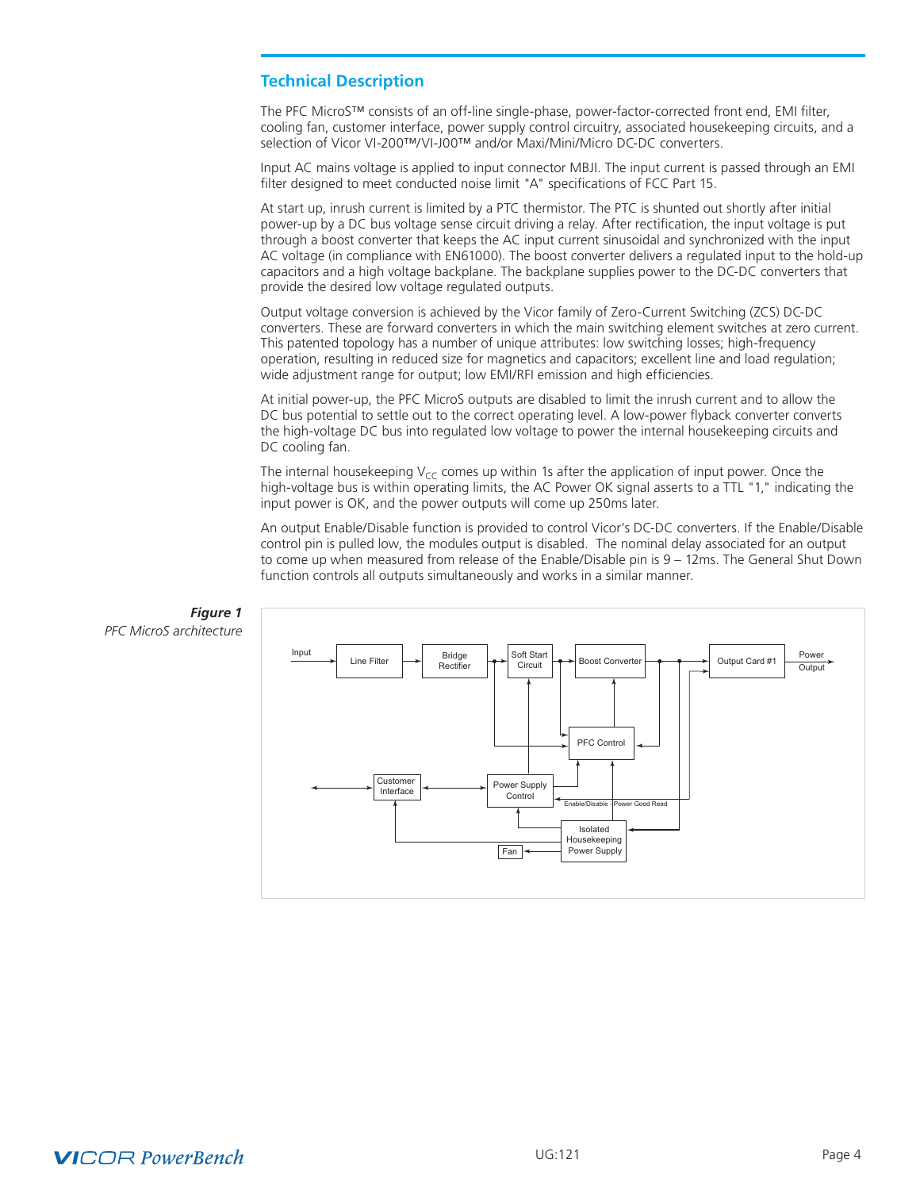## Technical Description

The PFC MicroS™ consists of an off-line single-phase, power-factor-corrected front end, EMI filter, cooling fan, customer interface, power supply control circuitry, associated housekeeping circuits, and a selection of Vicor VI-200™/VI-J00™ and/or Maxi/Mini/Micro DC-DC converters.

Input AC mains voltage is applied to input connector MBJI. The input current is passed through an EMI filter designed to meet conducted noise limit "A" specifications of FCC Part 15.

At start up, inrush current is limited by a PTC thermistor. The PTC is shunted out shortly after initial power-up by a DC bus voltage sense circuit driving a relay. After rectification, the input voltage is put through a boost converter that keeps the AC input current sinusoidal and synchronized with the input AC voltage (in compliance with EN61000). The boost converter delivers a regulated input to the hold-up capacitors and a high voltage backplane. The backplane supplies power to the DC-DC converters that provide the desired low voltage regulated outputs.

Output voltage conversion is achieved by the Vicor family of Zero-Current Switching (ZCS) DC-DC converters. These are forward converters in which the main switching element switches at zero current. This patented topology has a number of unique attributes: low switching losses; high-frequency operation, resulting in reduced size for magnetics and capacitors; excellent line and load regulation; wide adjustment range for output; low EMI/RFI emission and high efficiencies.

At initial power-up, the PFC MicroS outputs are disabled to limit the inrush current and to allow the DC bus potential to settle out to the correct operating level. A low-power flyback converter converts the high-voltage DC bus into regulated low voltage to power the internal housekeeping circuits and DC cooling fan.

The internal housekeeping $V_{CC}$ comes up within 1s after the application of input power. Once the high-voltage bus is within operating limits, the AC Power OK signal asserts to a TTL "1," indicating the input power is OK, and the power outputs will come up 250ms later.

An output Enable/Disable function is provided to control Vicor's DC-DC converters. If the Enable/Disable control pin is pulled low, the modules output is disabled. The nominal delay associated for an output to come up when measured from release of the Enable/Disable pin is 9 – 12ms. The General Shut Down function controls all outputs simultaneously and works in a similar manner.

***Figure 1***

*PFC MicroS architecture*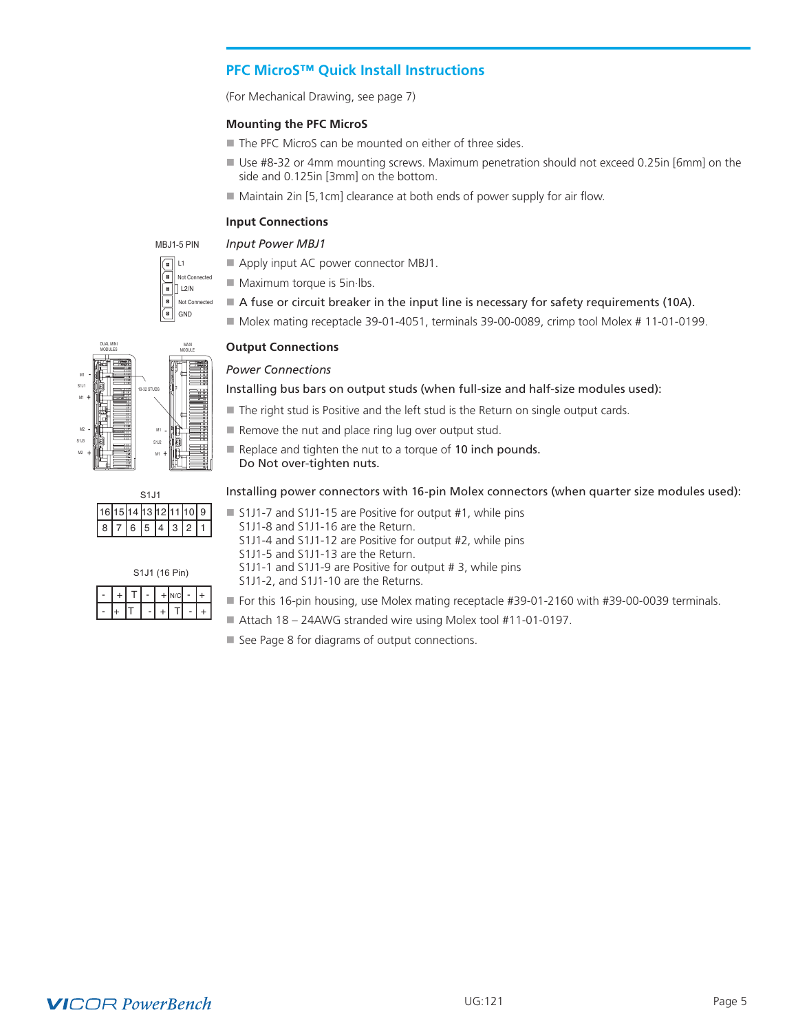## PFC MicroS™ Quick Install Instructions

(For Mechanical Drawing, see page 7)

### Mounting the PFC MicroS

- The PFC MicroS can be mounted on either of three sides.
- Use #8-32 or 4mm mounting screws. Maximum penetration should not exceed 0.25in [6mm] on the side and 0.125in [3mm] on the bottom.
- Maintain 2in [5,1cm] clearance at both ends of power supply for air flow.

### Input Connections

MBJ1-5 PIN

- L1
- Not Connected
- L2/N
- Not Connected
- GND

*Input Power MBJ1*

- Apply input AC power connector MBJ1.
- Maximum torque is 5in·lbs.
- **A fuse or circuit breaker in the input line is necessary for safety requirements (10A).**
- Molex mating receptacle 39-01-4051, terminals 39-00-0089, crimp tool Molex # 11-01-0199.

### Output Connections

*Power Connections*

**Installing bus bars on output studs (when full-size and half-size modules used):**

- The right stud is Positive and the left stud is the Return on single output cards.
- Remove the nut and place ring lug over output stud.
- Replace and tighten the nut to a torque of **10 inch pounds. Do Not over-tighten nuts.**

**Installing power connectors with 16-pin Molex connectors (when quarter size modules used):**

S1J1

| 16 | 15 | 14 | 13 | 12 | 11 | 10 | 9 |
|---|---|---|---|---|---|---|---|
| 8 | 7 | 6 | 5 | 4 | 3 | 2 | 1 |

S1J1 (16 Pin)

| - | + | T | - | + | N/C | - | + |
|---|---|---|---|---|---|---|---|
| - | + | T | - | + | T | - | + |

- S1J1-7 and S1J1-15 are Positive for output #1, while pins S1J1-8 and S1J1-16 are the Return.
  S1J1-4 and S1J1-12 are Positive for output #2, while pins S1J1-5 and S1J1-13 are the Return.
  S1J1-1 and S1J1-9 are Positive for output # 3, while pins S1J1-2, and S1J1-10 are the Returns.
- For this 16-pin housing, use Molex mating receptacle #39-01-2160 with #39-00-0039 terminals.
- Attach 18 – 24AWG stranded wire using Molex tool #11-01-0197.
- See Page 8 for diagrams of output connections.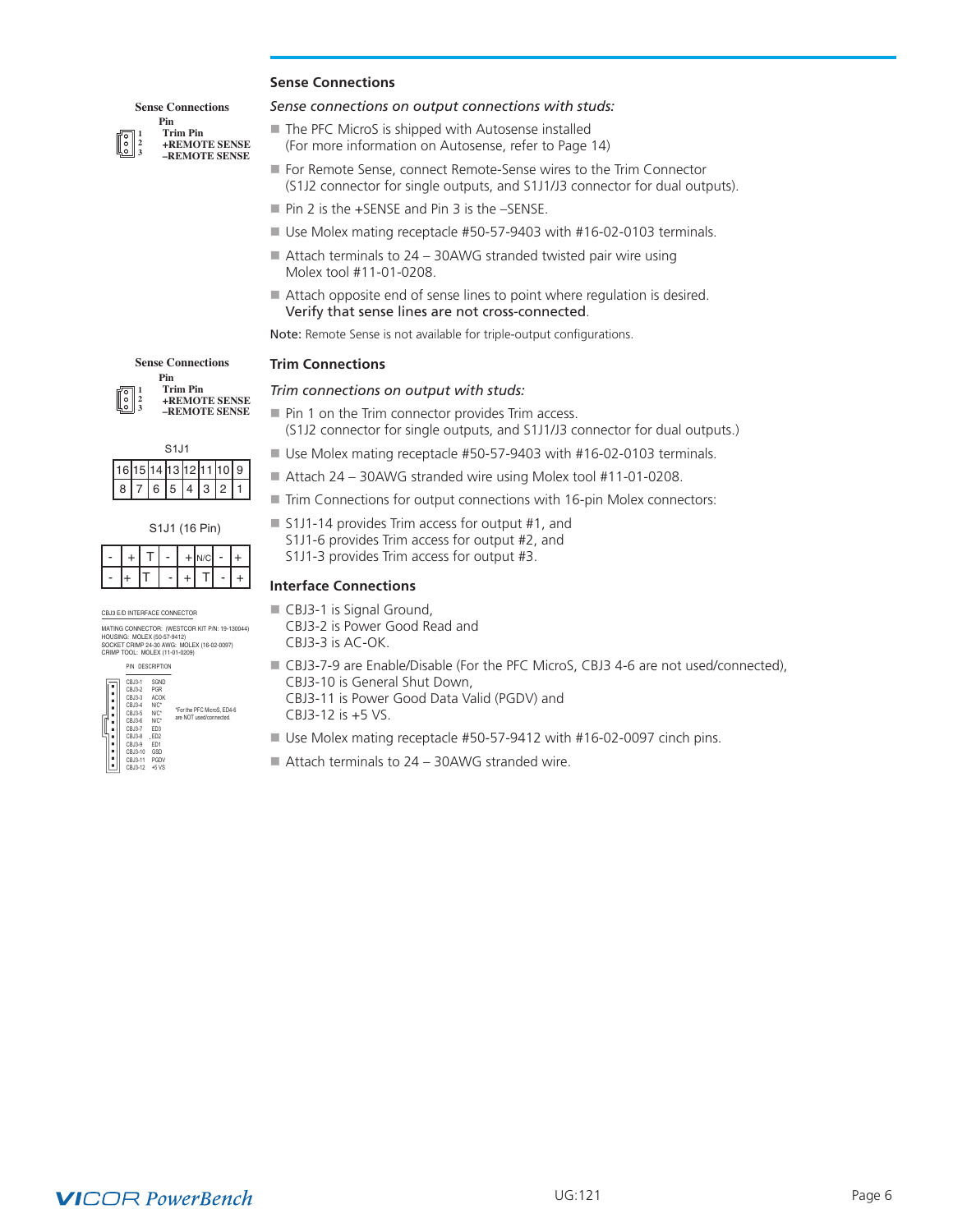## Sense Connections

**Sense Connections**

| Pin | |
|---|---|
| 1 | Trim Pin |
| 2 | +REMOTE SENSE |
| 3 | –REMOTE SENSE |

*Sense connections on output connections with studs:*

- The PFC MicroS is shipped with Autosense installed (For more information on Autosense, refer to Page 14)
- For Remote Sense, connect Remote-Sense wires to the Trim Connector (S1J2 connector for single outputs, and S1J1/J3 connector for dual outputs).
- Pin 2 is the +SENSE and Pin 3 is the –SENSE.
- Use Molex mating receptacle #50-57-9403 with #16-02-0103 terminals.
- Attach terminals to 24 – 30AWG stranded twisted pair wire using Molex tool #11-01-0208.
- Attach opposite end of sense lines to point where regulation is desired. Verify that sense lines are not cross-connected.

Note: Remote Sense is not available for triple-output configurations.

## Trim Connections

**Sense Connections**

| Pin | |
|---|---|
| 1 | Trim Pin |
| 2 | +REMOTE SENSE |
| 3 | –REMOTE SENSE |

S1J1

| 16 | 15 | 14 | 13 | 12 | 11 | 10 | 9 |
|---|---|---|---|---|---|---|---|
| 8 | 7 | 6 | 5 | 4 | 3 | 2 | 1 |

S1J1 (16 Pin)

| - | + | T | - | + | N/C | - | + |
|---|---|---|---|---|---|---|---|
| - | + | T | - | + | T | - | + |

*Trim connections on output with studs:*

- Pin 1 on the Trim connector provides Trim access. (S1J2 connector for single outputs, and S1J1/J3 connector for dual outputs.)
- Use Molex mating receptacle #50-57-9403 with #16-02-0103 terminals.
- Attach 24 – 30AWG stranded wire using Molex tool #11-01-0208.
- Trim Connections for output connections with 16-pin Molex connectors:
- S1J1-14 provides Trim access for output #1, and S1J1-6 provides Trim access for output #2, and S1J1-3 provides Trim access for output #3.

## Interface Connections

CBJ3 E/D INTERFACE CONNECTOR

MATING CONNECTOR: (WESTCOR KIT P/N: 19-130044)
HOUSING: MOLEX (50-57-9412)
SOCKET CRIMP 24-30 AWG: MOLEX (16-02-0097)
CRIMP TOOL: MOLEX (11-01-0209)

| PIN | DESCRIPTION |
|---|---|
| CBJ3-1 | SGND |
| CBJ3-2 | PGR |
| CBJ3-3 | ACOK |
| CBJ3-4 | N/C* |
| CBJ3-5 | N/C* |
| CBJ3-6 | N/C* |
| CBJ3-7 | ED3 |
| CBJ3-8 | ED2 |
| CBJ3-9 | ED1 |
| CBJ3-10 | GSD |
| CBJ3-11 | PGDV |
| CBJ3-12 | +5 VS |

*For the PFC MicroS, ED4-6 are NOT used/connected.

- CBJ3-1 is Signal Ground, CBJ3-2 is Power Good Read and CBJ3-3 is AC-OK.
- CBJ3-7-9 are Enable/Disable (For the PFC MicroS, CBJ3 4-6 are not used/connected), CBJ3-10 is General Shut Down, CBJ3-11 is Power Good Data Valid (PGDV) and CBJ3-12 is +5 VS.
- Use Molex mating receptacle #50-57-9412 with #16-02-0097 cinch pins.
- Attach terminals to 24 – 30AWG stranded wire.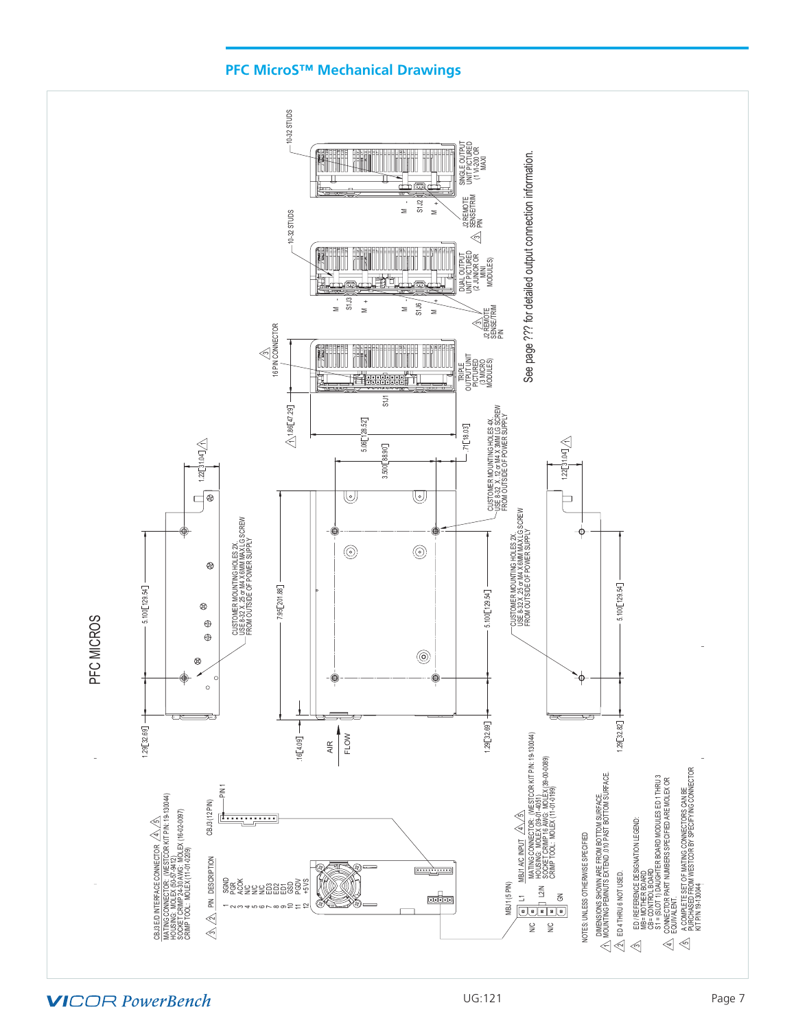## PFC MicroS™ Mechanical Drawings

PFC MICROS

See page ??? for detailed output connection information.

10-32 STUDS

SINGLE OUTPUT UNIT PICTURED (1 VI-200 OR MAXI)

M - S1J2 M +

J2 REMOTE SENSE/TRIM PIN

10-32 STUDS

DUAL OUTPUT UNIT PICTURED (2 JUNIOR OR MINI MODULES)

M - S1J3 M + M - S1J6 M +

J2 REMOTE SENSE/TRIM PIN

16 PIN CONNECTOR

TRIPLE OUTPUT UNIT PICTURED (3 MICRO MODULES)

S1J1

1.86[47.29]

5.06[128.52]

3.500[88.90]

.71[18.03]

CUSTOMER MOUNTING HOLES 4X USE 8-32 X .12 or M4 X 3MM LG SCREW FROM OUTSIDE OF POWER SUPPLY

1.22[31.04]

5.100[129.54]

1.29[32.69]

CUSTOMER MOUNTING HOLES 2X USE 8-32 X .25 or M4 X 6MM MAX LG SCREW FROM OUTSIDE OF POWER SUPPLY

7.95[201.88]

.16[4.09]

AIR FLOW

5.100[129.54]

1.29[32.69]

CUSTOMER MOUNTING HOLES 2X USE 8-32 X .25 or M4 X 6MM MAX LG SCREW FROM OUTSIDE OF POWER SUPPLY

1.22[31.04]

5.100[129.54]

1.29[32.82]

CBJ3 E/D INTERFACE CONNECTOR
MATING CONNECTOR: (WESTCOR KIT P/N: 19-130044)
HOUSING: MOLEX (90-9-9412)
SOCKET CRIMP 24-30 AWG: MOLEX (16-02-0097)
CRIMP TOOL: MOLEX (11-01-0209)

| PIN | DESCRIPTION |
|---|---|
| 1 | SGND |
| 2 | PGR |
| 3 | ACOK |
| 4 | N/C |
| 5 | N/C |
| 6 | N/C |
| 7 | ED3 |
| 8 | ED2 |
| 9 | ED1 |
| 10 | GSD |
| 11 | PGDV |
| 12 | +5VS |

CBJ3 (12 PIN)

PIN 1

MBJ1 (5 PIN)

N/C, L1, L2/N, N/C, GN

MBJ1 AC INPUT
MATING CONNECTOR: (WESTCOR KIT P/N: 19-130044)
HOUSING: MOLEX (09-91-0501)
SOCKET CRIMP 16 AWG: MOLEX (39-00-0089)
CRIMP TOOL: MOLEX (11-01-0199)

NOTES: UNLESS OTHERWISE SPECIFIED

1. DIMENSIONS SHOWN ARE FROM BOTTOM SURFACE. MOUNTING PEMNUTS EXTEND .010 PAST BOTTOM SURFACE.
2. ED 4 THRU 6 NOT USED.
3. ED / REFERENCE DESIGNATION LEGEND:
   MB= MOTHER BOARD
   CB= CONTROL BOARD
   S1 = (SLOT 1) DAUGHTER BOARD MODULES ED 1 THRU 3
4. CONNECTOR PART NUMBERS SPECIFIED ARE MOLEX OR EQUIVALENT.
5. A COMPLETE SET OF MATING CONNECTORS CAN BE PURCHASED FROM WESTCOR BY SPECIFYING CONNECTOR KIT P/N 19-130044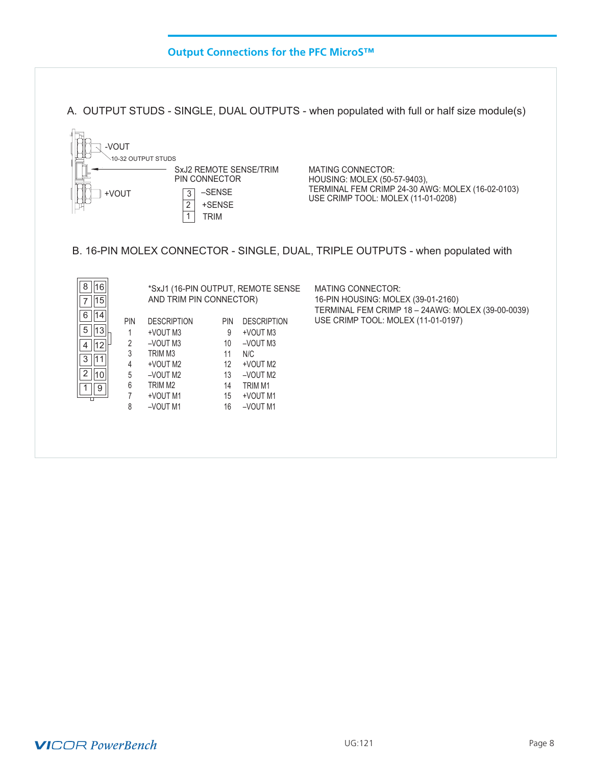## Output Connections for the PFC MicroS™

A. OUTPUT STUDS - SINGLE, DUAL OUTPUTS - when populated with full or half size module(s)

-VOUT

10-32 OUTPUT STUDS

+VOUT

SxJ2 REMOTE SENSE/TRIM PIN CONNECTOR

| Pin | Description |
|---|---|
| 3 | –SENSE |
| 2 | +SENSE |
| 1 | TRIM |

MATING CONNECTOR:
HOUSING: MOLEX (50-57-9403),
TERMINAL FEM CRIMP 24-30 AWG: MOLEX (16-02-0103)
USE CRIMP TOOL: MOLEX (11-01-0208)

B. 16-PIN MOLEX CONNECTOR - SINGLE, DUAL, TRIPLE OUTPUTS - when populated with

*SxJ1 (16-PIN OUTPUT, REMOTE SENSE AND TRIM PIN CONNECTOR)

| PIN | DESCRIPTION | PIN | DESCRIPTION |
|---|---|---|---|
| 1 | +VOUT M3 | 9 | +VOUT M3 |
| 2 | –VOUT M3 | 10 | –VOUT M3 |
| 3 | TRIM M3 | 11 | N/C |
| 4 | +VOUT M2 | 12 | +VOUT M2 |
| 5 | –VOUT M2 | 13 | –VOUT M2 |
| 6 | TRIM M2 | 14 | TRIM M1 |
| 7 | +VOUT M1 | 15 | +VOUT M1 |
| 8 | –VOUT M1 | 16 | –VOUT M1 |

MATING CONNECTOR:
16-PIN HOUSING: MOLEX (39-01-2160)
TERMINAL FEM CRIMP 18 – 24AWG: MOLEX (39-00-0039)
USE CRIMP TOOL: MOLEX (11-01-0197)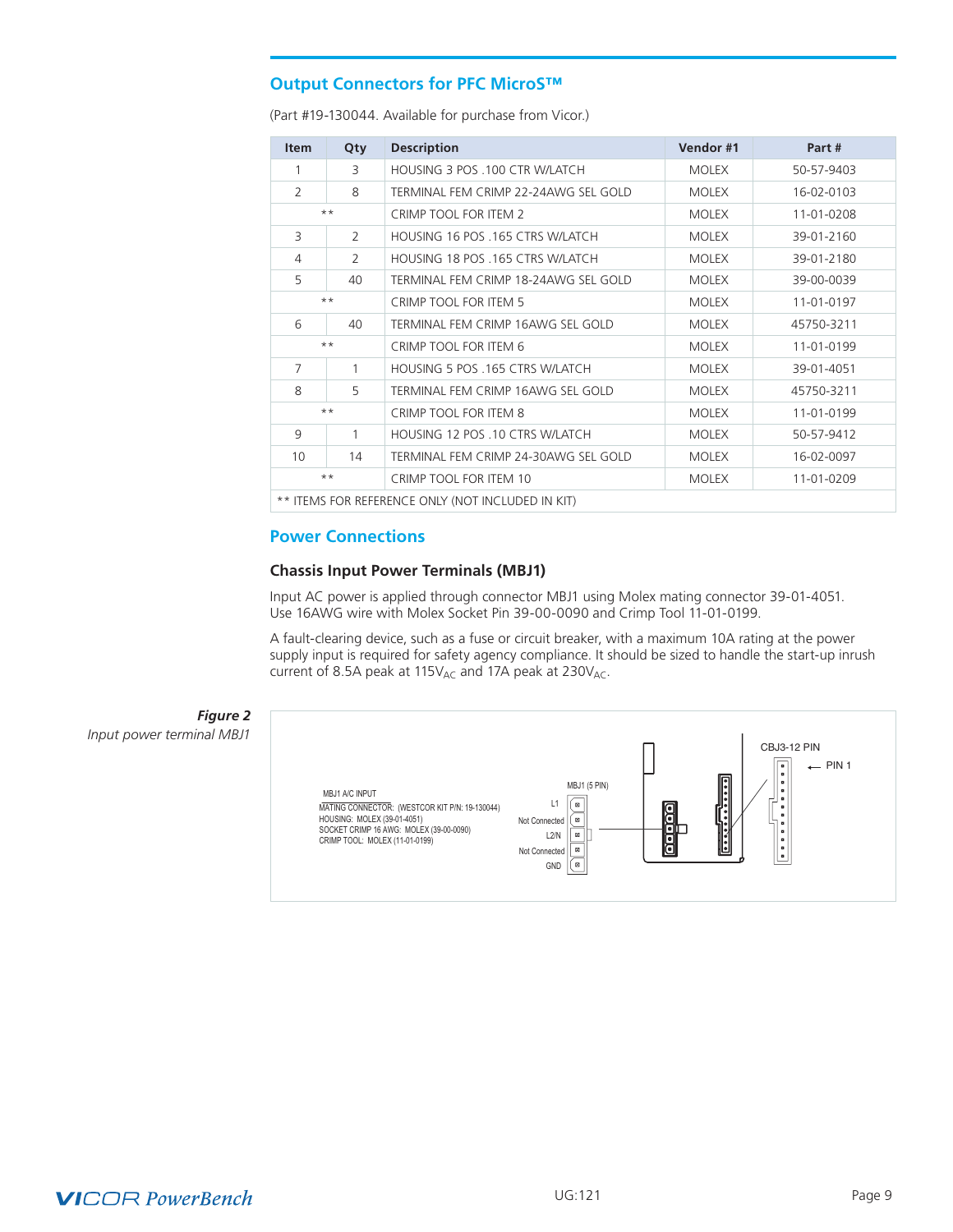## Output Connectors for PFC MicroS™

(Part #19-130044. Available for purchase from Vicor.)

| Item | Qty | Description | Vendor #1 | Part # |
|---|---|---|---|---|
| 1 | 3 | HOUSING 3 POS .100 CTR W/LATCH | MOLEX | 50-57-9403 |
| 2 | 8 | TERMINAL FEM CRIMP 22-24AWG SEL GOLD | MOLEX | 16-02-0103 |
| ** | | CRIMP TOOL FOR ITEM 2 | MOLEX | 11-01-0208 |
| 3 | 2 | HOUSING 16 POS .165 CTRS W/LATCH | MOLEX | 39-01-2160 |
| 4 | 2 | HOUSING 18 POS .165 CTRS W/LATCH | MOLEX | 39-01-2180 |
| 5 | 40 | TERMINAL FEM CRIMP 18-24AWG SEL GOLD | MOLEX | 39-00-0039 |
| ** | | CRIMP TOOL FOR ITEM 5 | MOLEX | 11-01-0197 |
| 6 | 40 | TERMINAL FEM CRIMP 16AWG SEL GOLD | MOLEX | 45750-3211 |
| ** | | CRIMP TOOL FOR ITEM 6 | MOLEX | 11-01-0199 |
| 7 | 1 | HOUSING 5 POS .165 CTRS W/LATCH | MOLEX | 39-01-4051 |
| 8 | 5 | TERMINAL FEM CRIMP 16AWG SEL GOLD | MOLEX | 45750-3211 |
| ** | | CRIMP TOOL FOR ITEM 8 | MOLEX | 11-01-0199 |
| 9 | 1 | HOUSING 12 POS .10 CTRS W/LATCH | MOLEX | 50-57-9412 |
| 10 | 14 | TERMINAL FEM CRIMP 24-30AWG SEL GOLD | MOLEX | 16-02-0097 |
| ** | | CRIMP TOOL FOR ITEM 10 | MOLEX | 11-01-0209 |

** ITEMS FOR REFERENCE ONLY (NOT INCLUDED IN KIT)

## Power Connections

### Chassis Input Power Terminals (MBJ1)

Input AC power is applied through connector MBJ1 using Molex mating connector 39-01-4051. Use 16AWG wire with Molex Socket Pin 39-00-0090 and Crimp Tool 11-01-0199.

A fault-clearing device, such as a fuse or circuit breaker, with a maximum 10A rating at the power supply input is required for safety agency compliance. It should be sized to handle the start-up inrush current of 8.5A peak at $115V_{AC}$ and 17A peak at $230V_{AC}$.

MBJ1 A/C INPUT
MATING CONNECTOR: (WESTCOR KIT P/N: 19-130044)
HOUSING: MOLEX (39-01-4051)
SOCKET CRIMP 16 AWG: MOLEX (39-00-0090)
CRIMP TOOL: MOLEX (11-01-0199)

MBJ1 (5 PIN): L1, Not Connected, L2/N, Not Connected, GND

CBJ3-12 PIN
PIN 1

***Figure 2***
*Input power terminal MBJ1*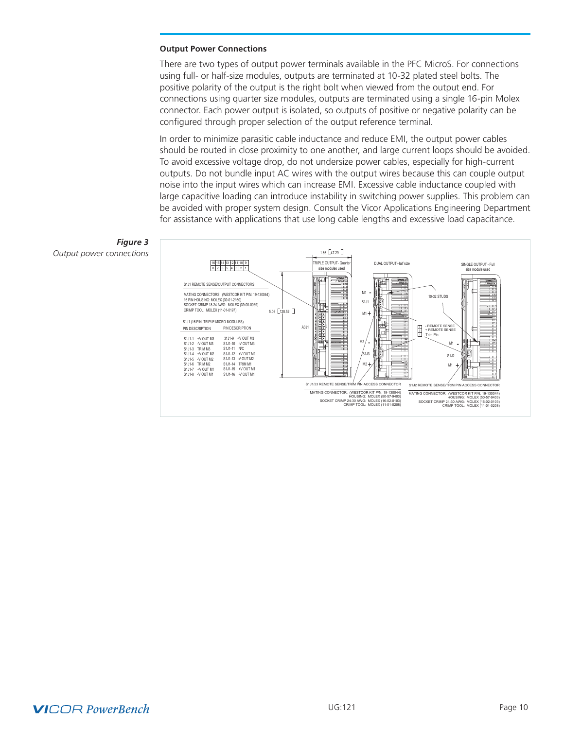## Output Power Connections

There are two types of output power terminals available in the PFC MicroS. For connections using full- or half-size modules, outputs are terminated at 10-32 plated steel bolts. The positive polarity of the output is the right bolt when viewed from the output end. For connections using quarter size modules, outputs are terminated using a single 16-pin Molex connector. Each power output is isolated, so outputs of positive or negative polarity can be configured through proper selection of the output reference terminal.

In order to minimize parasitic cable inductance and reduce EMI, the output power cables should be routed in close proximity to one another, and large current loops should be avoided. To avoid excessive voltage drop, do not undersize power cables, especially for high-current outputs. Do not bundle input AC wires with the output wires because this can couple output noise into the input wires which can increase EMI. Excessive cable inductance coupled with large capacitive loading can introduce instability in switching power supplies. This problem can be avoided with proper system design. Consult the Vicor Applications Engineering Department for assistance with applications that use long cable lengths and excessive load capacitance.

***Figure 3***
*Output power connections*

S1J1 REMOTE SENSE/OUTPUT CONNECTORS

MATING CONNECTORS: (WESTCOR KIT P/N: 19-130044)
16 PIN HOUSING: MOLEX (39-01-2160)
SOCKET CRIMP 18-24 AWG: MOLEX (39-00-0039)
CRIMP TOOL: MOLEX (11-01-0197)

S1J1 (16 PIN, TRIPLE MICRO MODULES)

| PIN | DESCRIPTION | PIN | DESCRIPTION |
|---|---|---|---|
| S1J1-1 | +V OUT M3 | S1J1-9 | +V OUT M3 |
| S1J1-2 | -V OUT M3 | S1J1-10 | -V OUT M3 |
| S1J1-3 | TRIM M3 | S1J1-11 | N/C |
| S1J1-4 | +V OUT M2 | S1J1-12 | +V OUT M2 |
| S1J1-5 | -V OUT M2 | S1J1-13 | -V OUT M2 |
| S1J1-6 | TRIM M2 | S1J1-14 | TRIM M1 |
| S1J1-7 | +V OUT M1 | S1J1-15 | +V OUT M1 |
| S1J1-8 | -V OUT M1 | S1J1-16 | -V OUT M1 |

TRIPLE OUTPUT- Quarter size modules used

DUAL OUTPUT-Half size

SINGLE OUTPUT - Full size module used

1.86 [47.29]

5.06 [128.52]

10-32 STUDS

- REMOTE SENSE
+ REMOTE SENSE
Trim Pin

S1J1/J3 REMOTE SENSE/TRIM PIN ACCESS CONNECTOR

MATING CONNECTOR: (WESTCOR KIT P/N: 19-130044)
HOUSING: MOLEX (50-57-9403)
SOCKET CRIMP 24-30 AWG: MOLEX (16-02-0103)
CRIMP TOOL: MOLEX (11-01-0208)

S1J2 REMOTE SENSE/TRIM PIN ACCESS CONNECTOR

MATING CONNECTOR: (WESTCOR KIT P/N: 19-130044)
HOUSING: MOLEX (50-57-9403)
SOCKET CRIMP 24-30 AWG: MOLEX (16-02-0103)
CRIMP TOOL: MOLEX (11-01-0208)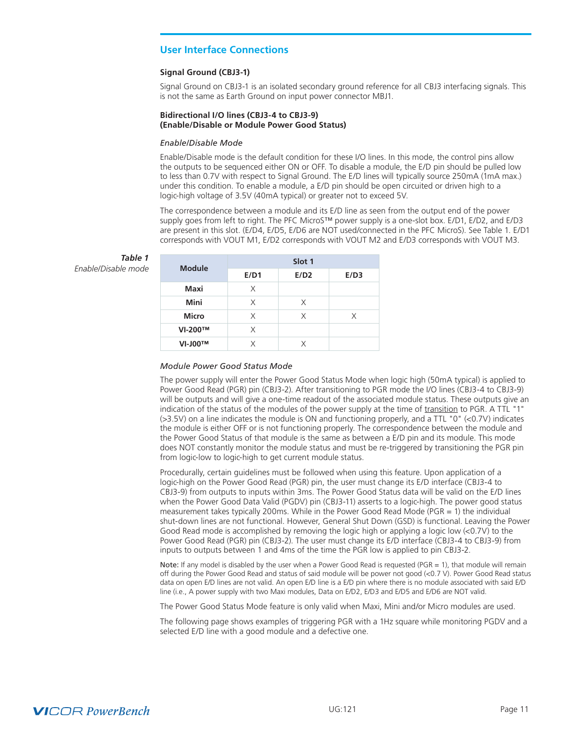## User Interface Connections

### Signal Ground (CBJ3-1)

Signal Ground on CBJ3-1 is an isolated secondary ground reference for all CBJ3 interfacing signals. This is not the same as Earth Ground on input power connector MBJ1.

### Bidirectional I/O lines (CBJ3-4 to CBJ3-9) (Enable/Disable or Module Power Good Status)

*Enable/Disable Mode*

Enable/Disable mode is the default condition for these I/O lines. In this mode, the control pins allow the outputs to be sequenced either ON or OFF. To disable a module, the E/D pin should be pulled low to less than 0.7V with respect to Signal Ground. The E/D lines will typically source 250mA (1mA max.) under this condition. To enable a module, a E/D pin should be open circuited or driven high to a logic-high voltage of 3.5V (40mA typical) or greater not to exceed 5V.

The correspondence between a module and its E/D line as seen from the output end of the power supply goes from left to right. The PFC MicroS™ power supply is a one-slot box. E/D1, E/D2, and E/D3 are present in this slot. (E/D4, E/D5, E/D6 are NOT used/connected in the PFC MicroS). See Table 1. E/D1 corresponds with VOUT M1, E/D2 corresponds with VOUT M2 and E/D3 corresponds with VOUT M3.

***Table 1***
*Enable/Disable mode*

| Module | Slot 1 | | |
|---|---|---|---|
| | E/D1 | E/D2 | E/D3 |
| Maxi | X | | |
| Mini | X | X | |
| Micro | X | X | X |
| VI-200™ | X | | |
| VI-J00™ | X | X | |

*Module Power Good Status Mode*

The power supply will enter the Power Good Status Mode when logic high (50mA typical) is applied to Power Good Read (PGR) pin (CBJ3-2). After transitioning to PGR mode the I/O lines (CBJ3-4 to CBJ3-9) will be outputs and will give a one-time readout of the associated module status. These outputs give an indication of the status of the modules of the power supply at the time of transition to PGR. A TTL "1" (>3.5V) on a line indicates the module is ON and functioning properly, and a TTL "0" (<0.7V) indicates the module is either OFF or is not functioning properly. The correspondence between the module and the Power Good Status of that module is the same as between a E/D pin and its module. This mode does NOT constantly monitor the module status and must be re-triggered by transitioning the PGR pin from logic-low to logic-high to get current module status.

Procedurally, certain guidelines must be followed when using this feature. Upon application of a logic-high on the Power Good (PGR) pin, the user must change its E/D interface (CBJ3-4 to CBJ3-9) from outputs to inputs within 3ms. The Power Good Status data will be valid on the E/D lines when the Power Good Data Valid (PGDV) pin (CBJ3-11) asserts to a logic-high. The power good status measurement takes typically 200ms. While in the Power Good Read Mode (PGR = 1) the individual shut-down lines are not functional. However, General Shut Down (GSD) is functional. Leaving the Power Good Read mode is accomplished by removing the logic high or applying a logic low (<0.7V) to the Power Good Read (PGR) pin (CBJ3-2). The user must change its E/D interface (CBJ3-4 to CBJ3-9) from inputs to outputs between 1 and 4ms of the time the PGR low is applied to pin CBJ3-2.

**Note:** If any model is disabled by the user when a Power Good Read is requested (PGR = 1), that module will remain off during the Power Good Read and status of said module will be power not good (<0.7 V). Power Good Read status data on open E/D lines are not valid. An open E/D line is a E/D pin where there is no module associated with said E/D line (i.e., A power supply with two Maxi modules, Data on E/D2, E/D3 and E/D5 and E/D6 are NOT valid.

The Power Good Status Mode feature is only valid when Maxi, Mini and/or Micro modules are used.

The following page shows examples of triggering PGR with a 1Hz square while monitoring PGDV and a selected E/D line with a good module and a defective one.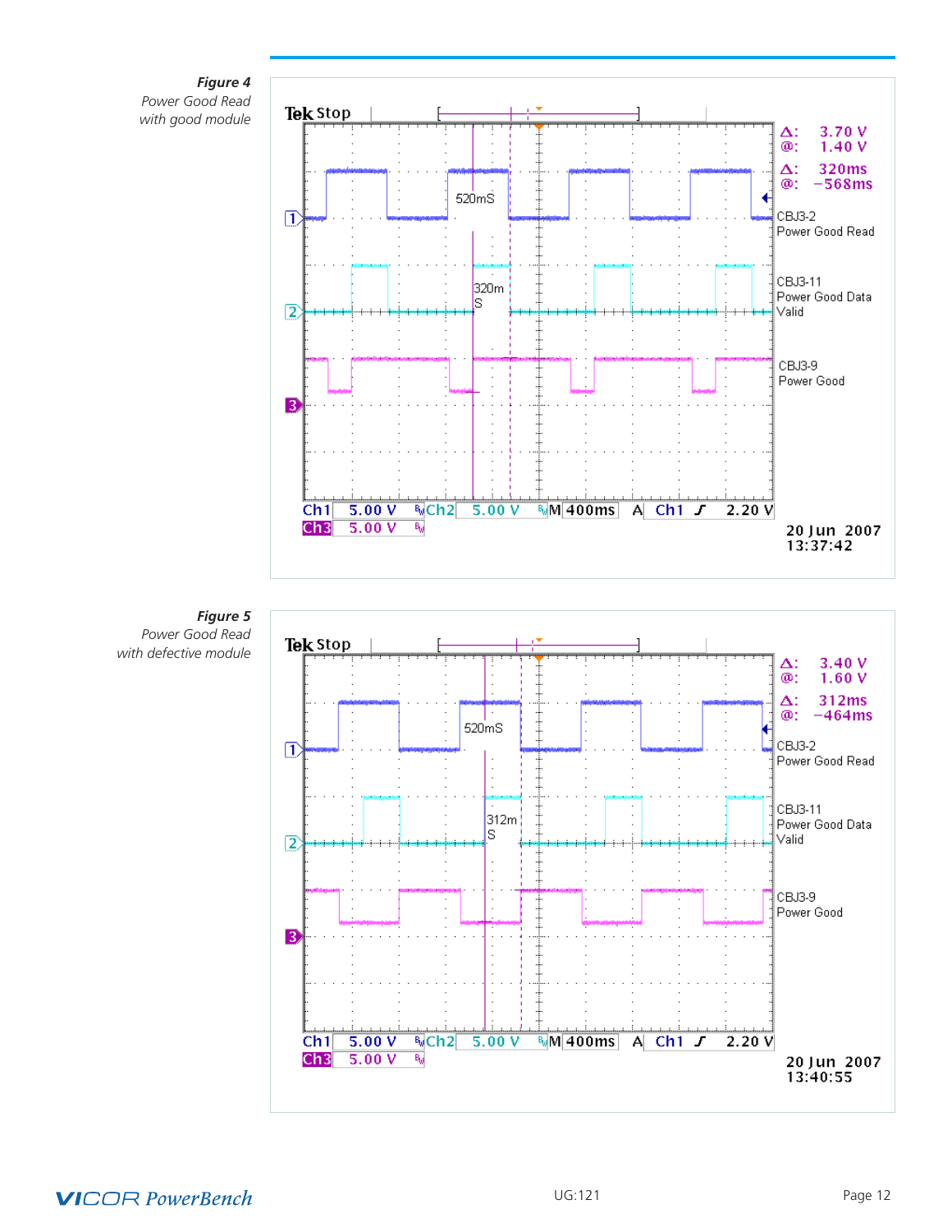***Figure 4***
*Power Good Read with good module*

Tek Stop

Δ: 3.70 V
@: 1.40 V
Δ: 320ms
@: −568ms

520mS

320m S

CBJ3-2
Power Good Read

CBJ3-11
Power Good Data Valid

CBJ3-9
Power Good

Ch1 5.00 V Ch2 5.00 V M 400ms A Ch1 2.20 V
Ch3 5.00 V

20 Jun 2007
13:37:42

***Figure 5***
*Power Good Read with defective module*

Tek Stop

Δ: 3.40 V
@: 1.60 V
Δ: 312ms
@: −464ms

520mS

312m S

CBJ3-2
Power Good Read

CBJ3-11
Power Good Data Valid

CBJ3-9
Power Good

Ch1 5.00 V Ch2 5.00 V M 400ms A Ch1 2.20 V
Ch3 5.00 V

20 Jun 2007
13:40:55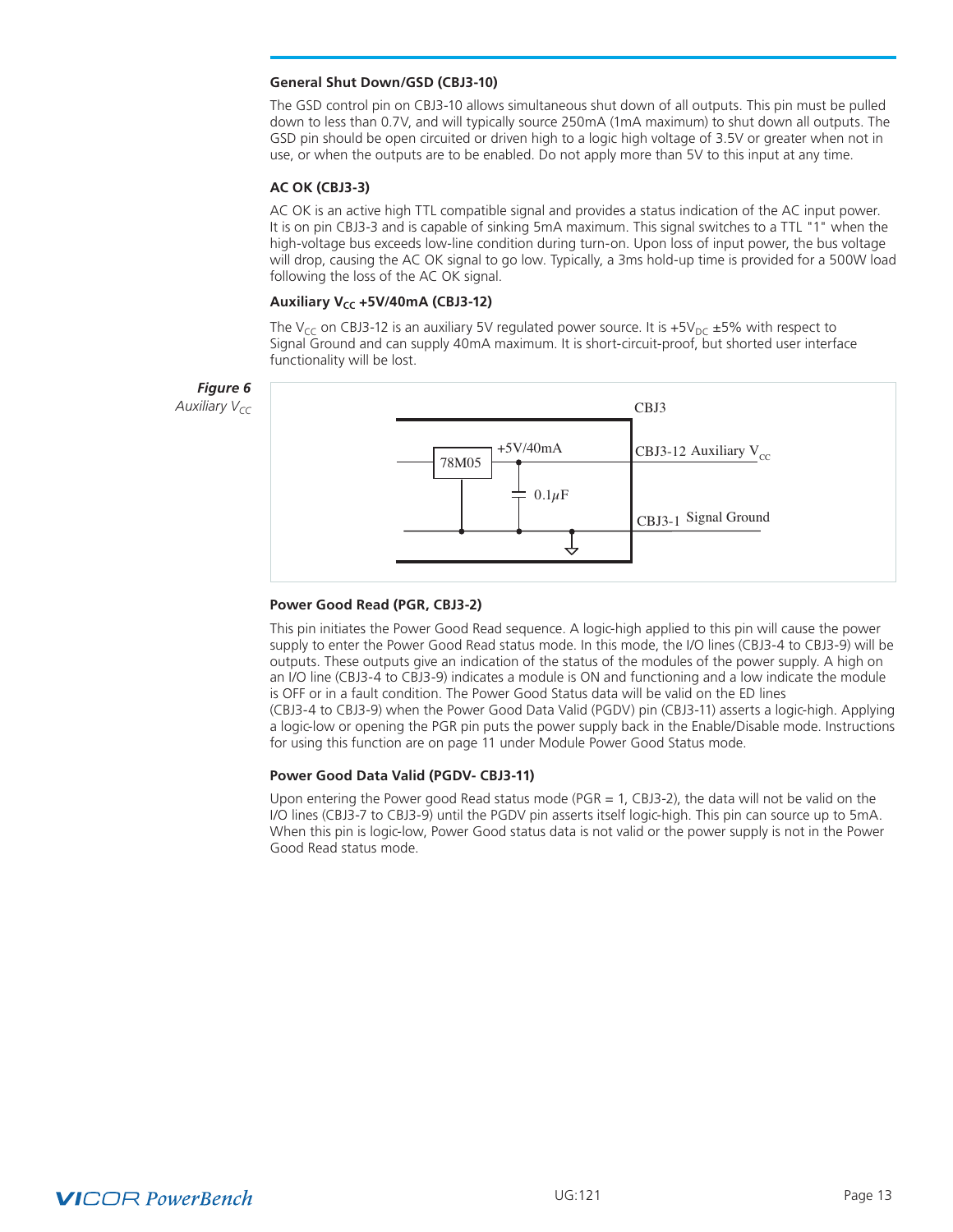### General Shut Down/GSD (CBJ3-10)

The GSD control pin on CBJ3-10 allows simultaneous shut down of all outputs. This pin must be pulled down to less than 0.7V, and will typically source 250mA (1mA maximum) to shut down all outputs. The GSD pin should be open circuited or driven high to a logic high voltage of 3.5V or greater when not in use, or when the outputs are to be enabled. Do not apply more than 5V to this input at any time.

### AC OK (CBJ3-3)

AC OK is an active high TTL compatible signal and provides a status indication of the AC input power. It is on pin CBJ3-3 and is capable of sinking 5mA maximum. This signal switches to a TTL "1" when the high-voltage bus exceeds low-line condition during turn-on. Upon loss of input power, the bus voltage will drop, causing the AC OK signal to go low. Typically, a 3ms hold-up time is provided for a 500W load following the loss of the AC OK signal.

### Auxiliary $V_{CC}$ +5V/40mA (CBJ3-12)

The $V_{CC}$ on CBJ3-12 is an auxiliary 5V regulated power source. It is $+5V_{DC}$ ±5% with respect to Signal Ground and can supply 40mA maximum. It is short-circuit-proof, but shorted user interface functionality will be lost.

***Figure 6***
*Auxiliary $V_{CC}$*

### Power Good Read (PGR, CBJ3-2)

This pin initiates the Power Good Read sequence. A logic-high applied to this pin will cause the power supply to enter the Power Good Read status mode. In this mode, the I/O lines (CBJ3-4 to CBJ3-9) will be outputs. These outputs give an indication of the status of the modules of the power supply. A high on an I/O line (CBJ3-4 to CBJ3-9) indicates a module is ON and functioning and a low indicate the module is OFF or in a fault condition. The Power Good Status data will be valid on the ED lines (CBJ3-4 to CBJ3-9) when the Power Good Data Valid (PGDV) pin (CBJ3-11) asserts a logic-high. Applying a logic-low or opening the PGR pin puts the power supply back in the Enable/Disable mode. Instructions for using this function are on page 11 under Module Power Good Status mode.

### Power Good Data Valid (PGDV- CBJ3-11)

Upon entering the Power good Read status mode (PGR = 1, CBJ3-2), the data will not be valid on the I/O lines (CBJ3-7 to CBJ3-9) until the PGDV pin asserts itself logic-high. This pin can source up to 5mA. When this pin is logic-low, Power Good status data is not valid or the power supply is not in the Power Good Read status mode.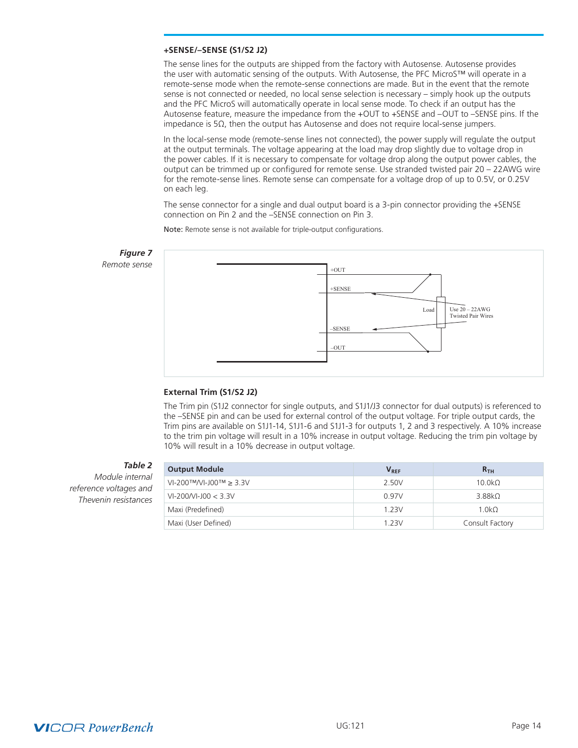### +SENSE/–SENSE (S1/S2 J2)

The sense lines for the outputs are shipped from the factory with Autosense. Autosense provides the user with automatic sensing of the outputs. With Autosense, the PFC MicroS™ will operate in a remote-sense mode when the remote-sense connections are made. But in the event that the remote sense is not connected or needed, no local sense selection is necessary – simply hook up the outputs and the PFC MicroS will automatically operate in local sense mode. To check if an output has the Autosense feature, measure the impedance from the +OUT to +SENSE and –OUT to –SENSE pins. If the impedance is 5Ω, then the output has Autosense and does not require local-sense jumpers.

In the local-sense mode (remote-sense lines not connected), the power supply will regulate the output at the output terminals. The voltage appearing at the load may drop slightly due to voltage drop in the power cables. If it is necessary to compensate for voltage drop along the output power cables, the output can be trimmed up or configured for remote sense. Use stranded twisted pair 20 – 22AWG wire for the remote-sense lines. Remote sense can compensate for a voltage drop of up to 0.5V, or 0.25V on each leg.

The sense connector for a single and dual output board is a 3-pin connector providing the +SENSE connection on Pin 2 and the –SENSE connection on Pin 3.

**Note:** Remote sense is not available for triple-output configurations.

***Figure 7***
*Remote sense*

+OUT
+SENSE
Load
Use 20 – 22AWG Twisted Pair Wires
–SENSE
–OUT

### External Trim (S1/S2 J2)

The Trim pin (S1J2 connector for single outputs, and S1J1/J3 connector for dual outputs) is referenced to the –SENSE pin and can be used for external control of the output voltage. For triple output cards, the Trim pins are available on S1J1-14, S1J1-6 and S1J1-3 for outputs 1, 2 and 3 respectively. A 10% increase to the trim pin voltage will result in a 10% increase in output voltage. Reducing the trim pin voltage by 10% will result in a 10% decrease in output voltage.

***Table 2***
*Module internal reference voltages and Thevenin resistances*

| Output Module | $V_{REF}$ | $R_{TH}$ |
|---|---|---|
| VI-200™/VI-J00™ ≥ 3.3V | 2.50V | 10.0kΩ |
| VI-200/VI-J00 < 3.3V | 0.97V | 3.88kΩ |
| Maxi (Predefined) | 1.23V | 1.0kΩ |
| Maxi (User Defined) | 1.23V | Consult Factory |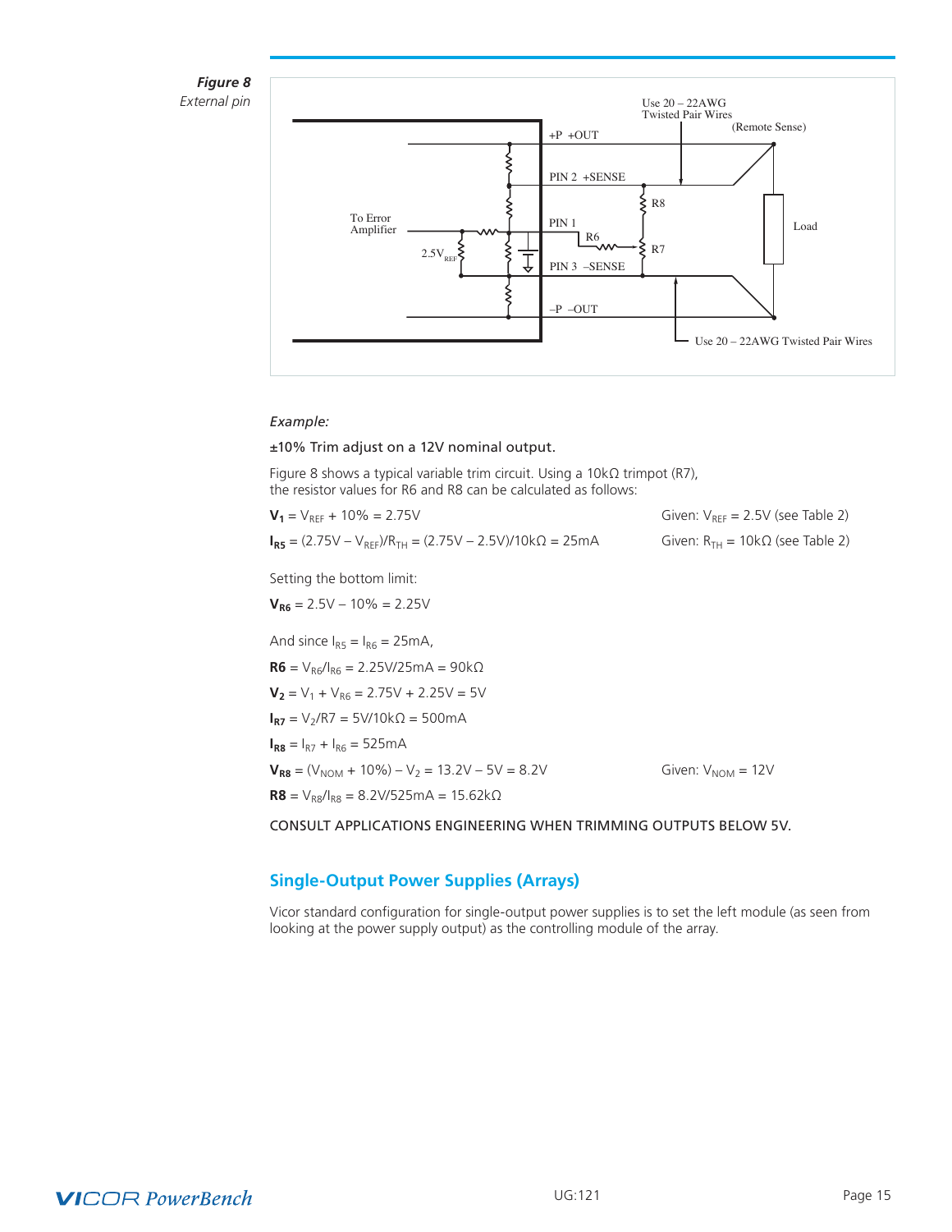*Figure 8*
*External pin*

*Example:*

±10% Trim adjust on a 12V nominal output.

Figure 8 shows a typical variable trim circuit. Using a 10kΩ trimpot (R7), the resistor values for R6 and R8 can be calculated as follows:

$\mathbf{V_1} = V_{REF} + 10\% = 2.75V$ — Given: $V_{REF} = 2.5V$ (see Table 2)

$\mathbf{I_{R5}} = (2.75V - V_{REF})/R_{TH} = (2.75V - 2.5V)/10k\Omega = 25mA$ — Given: $R_{TH} = 10k\Omega$ (see Table 2)

Setting the bottom limit:

$\mathbf{V_{R6}} = 2.5V - 10\% = 2.25V$

And since $I_{R5} = I_{R6} = 25mA$,

$\mathbf{R6} = V_{R6}/I_{R6} = 2.25V/25mA = 90k\Omega$

$\mathbf{V_2} = V_1 + V_{R6} = 2.75V + 2.25V = 5V$

$\mathbf{I_{R7}} = V_2/R7 = 5V/10k\Omega = 500mA$

$\mathbf{I_{R8}} = I_{R7} + I_{R6} = 525mA$

$\mathbf{V_{R8}} = (V_{NOM} + 10\%) - V_2 = 13.2V - 5V = 8.2V$ — Given: $V_{NOM} = 12V$

$\mathbf{R8} = V_{R8}/I_{R8} = 8.2V/525mA = 15.62k\Omega$

CONSULT APPLICATIONS ENGINEERING WHEN TRIMMING OUTPUTS BELOW 5V.

## Single-Output Power Supplies (Arrays)

Vicor standard configuration for single-output power supplies is to set the left module (as seen from looking at the power supply output) as the controlling module of the array.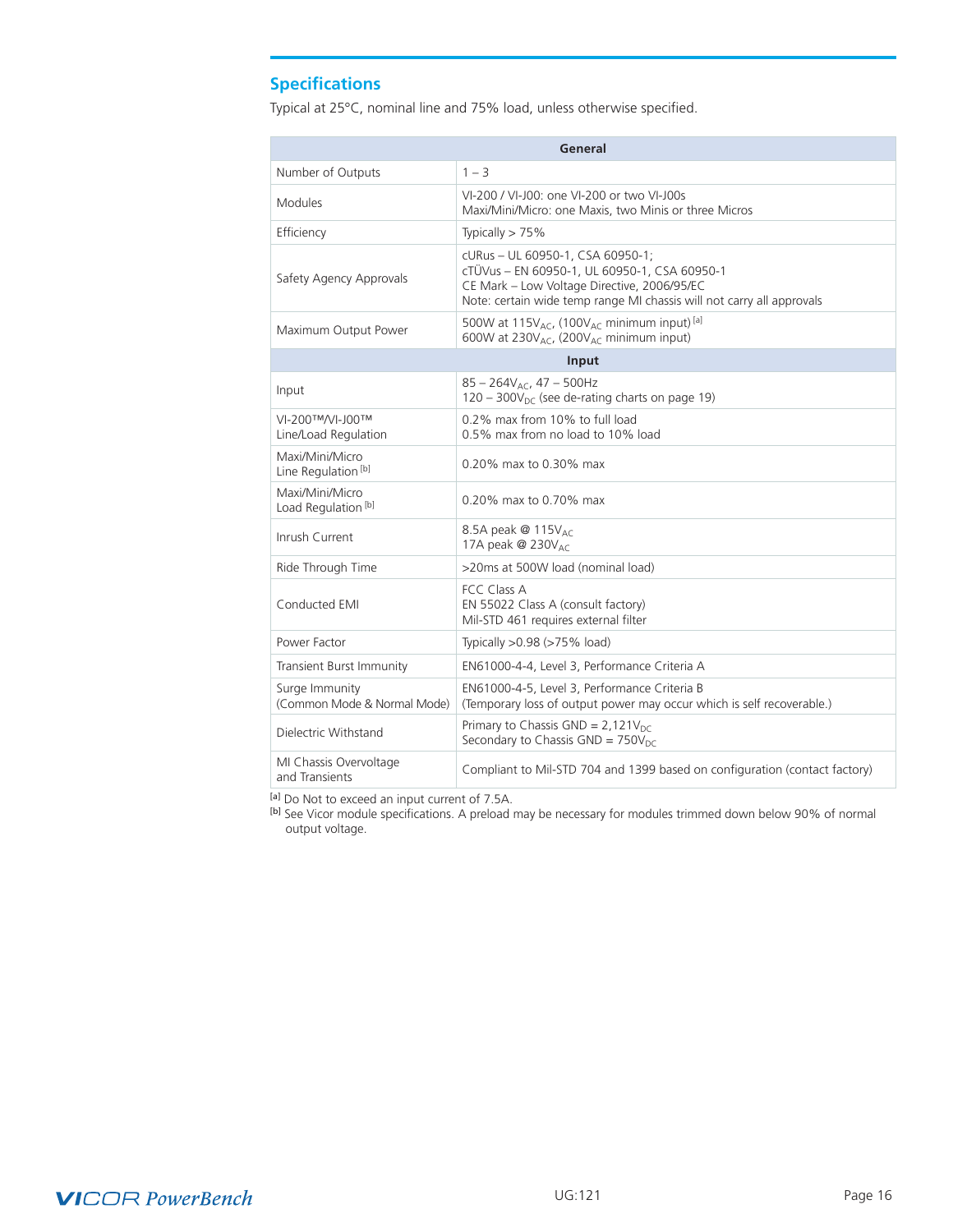## Specifications

Typical at 25°C, nominal line and 75% load, unless otherwise specified.

| General | |
|---|---|
| Number of Outputs | 1 – 3 |
| Modules | VI-200 / VI-J00: one VI-200 or two VI-J00s<br>Maxi/Mini/Micro: one Maxis, two Minis or three Micros |
| Efficiency | Typically > 75% |
| Safety Agency Approvals | cURus – UL 60950-1, CSA 60950-1;<br>cTÜVus – EN 60950-1, UL 60950-1, CSA 60950-1<br>CE Mark – Low Voltage Directive, 2006/95/EC<br>Note: certain wide temp range MI chassis will not carry all approvals |
| Maximum Output Power | 500W at 115$V_{AC}$, (100$V_{AC}$ minimum input) [a]<br>600W at 230$V_{AC}$, (200$V_{AC}$ minimum input) |
| **Input** | |
| Input | 85 – 264$V_{AC}$, 47 – 500Hz<br>120 – 300$V_{DC}$ (see de-rating charts on page 19) |
| VI-200™/VI-J00™<br>Line/Load Regulation | 0.2% max from 10% to full load<br>0.5% max from no load to 10% load |
| Maxi/Mini/Micro<br>Line Regulation [b] | 0.20% max to 0.30% max |
| Maxi/Mini/Micro<br>Load Regulation [b] | 0.20% max to 0.70% max |
| Inrush Current | 8.5A peak @ 115$V_{AC}$<br>17A peak @ 230$V_{AC}$ |
| Ride Through Time | >20ms at 500W load (nominal load) |
| Conducted EMI | FCC Class A<br>EN 55022 Class A (consult factory)<br>Mil-STD 461 requires external filter |
| Power Factor | Typically >0.98 (>75% load) |
| Transient Burst Immunity | EN61000-4-4, Level 3, Performance Criteria A |
| Surge Immunity<br>(Common Mode & Normal Mode) | EN61000-4-5, Level 3, Performance Criteria B<br>(Temporary loss of output power may occur which is self recoverable.) |
| Dielectric Withstand | Primary to Chassis GND = 2,121$V_{DC}$<br>Secondary to Chassis GND = 750$V_{DC}$ |
| MI Chassis Overvoltage<br>and Transients | Compliant to Mil-STD 704 and 1399 based on configuration (contact factory) |

[a] Do Not to exceed an input current of 7.5A.
[b] See Vicor module specifications. A preload may be necessary for modules trimmed down below 90% of normal output voltage.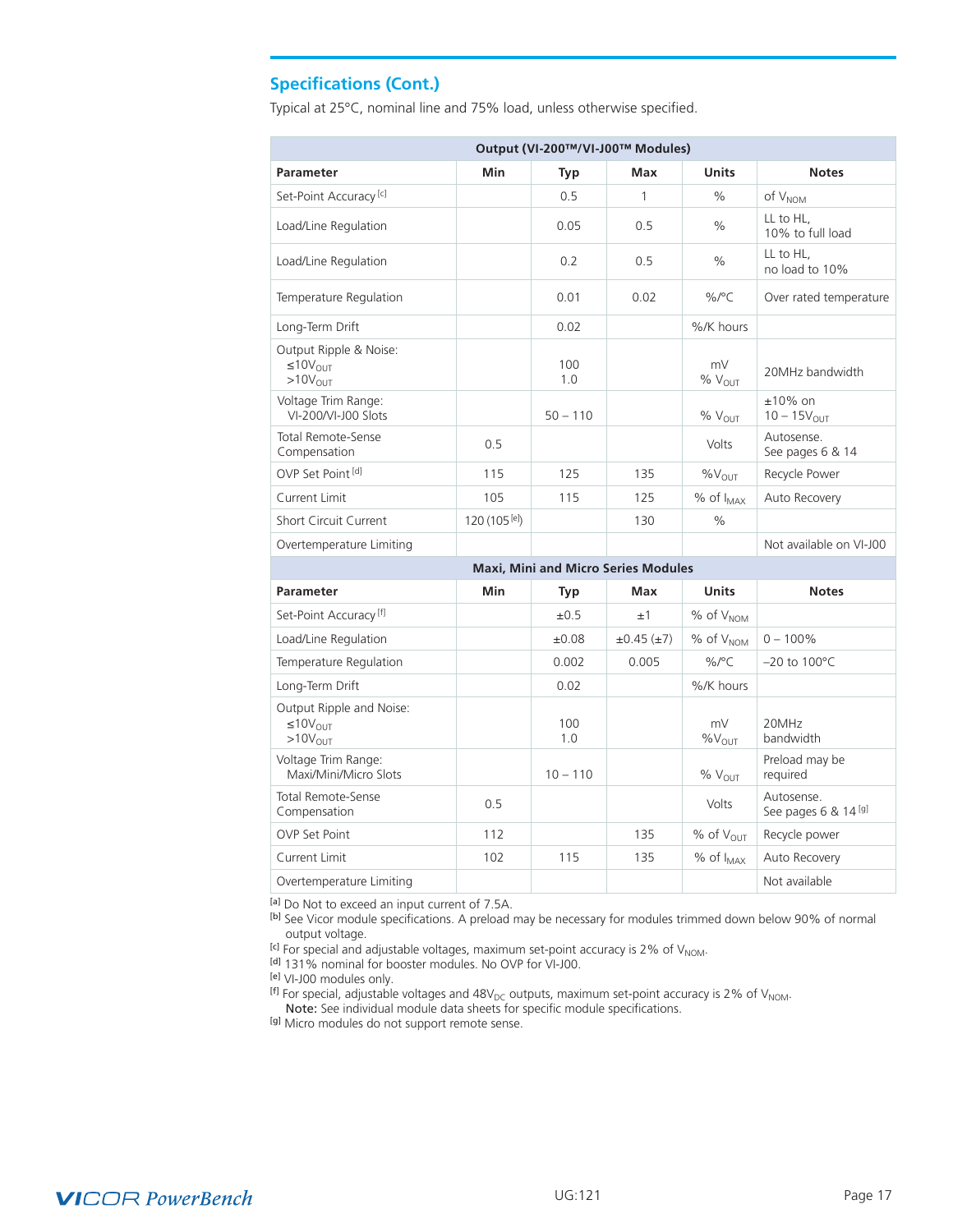## Specifications (Cont.)

Typical at 25°C, nominal line and 75% load, unless otherwise specified.

| Output (VI-200™/VI-J00™ Modules) | | | | | |
|---|---|---|---|---|---|
| **Parameter** | **Min** | **Typ** | **Max** | **Units** | **Notes** |
| Set-Point Accuracy [c] | | 0.5 | 1 | % | of $V_{NOM}$ |
| Load/Line Regulation | | 0.05 | 0.5 | % | LL to HL, 10% to full load |
| Load/Line Regulation | | 0.2 | 0.5 | % | LL to HL, no load to 10% |
| Temperature Regulation | | 0.01 | 0.02 | %/°C | Over rated temperature |
| Long-Term Drift | | 0.02 | | %/K hours | |
| Output Ripple & Noise: $\leq 10V_{OUT}$ / $>10V_{OUT}$ | | 100 / 1.0 | | mV / % $V_{OUT}$ | 20MHz bandwidth |
| Voltage Trim Range: VI-200/VI-J00 Slots | | 50 – 110 | | % $V_{OUT}$ | ±10% on 10 – 15$V_{OUT}$ |
| Total Remote-Sense Compensation | 0.5 | | | Volts | Autosense. See pages 6 & 14 |
| OVP Set Point [d] | 115 | 125 | 135 | %$V_{OUT}$ | Recycle Power |
| Current Limit | 105 | 115 | 125 | % of $I_{MAX}$ | Auto Recovery |
| Short Circuit Current | 120 (105 [e]) | | 130 | % | |
| Overtemperature Limiting | | | | | Not available on VI-J00 |
| **Maxi, Mini and Micro Series Modules** | | | | | |
| **Parameter** | **Min** | **Typ** | **Max** | **Units** | **Notes** |
| Set-Point Accuracy [f] | | ±0.5 | ±1 | % of $V_{NOM}$ | |
| Load/Line Regulation | | ±0.08 | ±0.45 (±7) | % of $V_{NOM}$ | 0 – 100% |
| Temperature Regulation | | 0.002 | 0.005 | %/°C | –20 to 100°C |
| Long-Term Drift | | 0.02 | | %/K hours | |
| Output Ripple and Noise: $\leq 10V_{OUT}$ / $>10V_{OUT}$ | | 100 / 1.0 | | mV / %$V_{OUT}$ | 20MHz bandwidth |
| Voltage Trim Range: Maxi/Mini/Micro Slots | | 10 – 110 | | % $V_{OUT}$ | Preload may be required |
| Total Remote-Sense Compensation | 0.5 | | | Volts | Autosense. See pages 6 & 14 [g] |
| OVP Set Point | 112 | | 135 | % of $V_{OUT}$ | Recycle power |
| Current Limit | 102 | 115 | 135 | % of $I_{MAX}$ | Auto Recovery |
| Overtemperature Limiting | | | | | Not available |

[a] Do Not to exceed an input current of 7.5A.
[b] See Vicor module specifications. A preload may be necessary for modules trimmed down below 90% of normal output voltage.
[c] For special and adjustable voltages, maximum set-point accuracy is 2% of $V_{NOM}$.
[d] 131% nominal for booster modules. No OVP for VI-J00.
[e] VI-J00 modules only.
[f] For special, adjustable voltages and 48$V_{DC}$ outputs, maximum set-point accuracy is 2% of $V_{NOM}$.
**Note:** See individual module data sheets for specific module specifications.
[g] Micro modules do not support remote sense.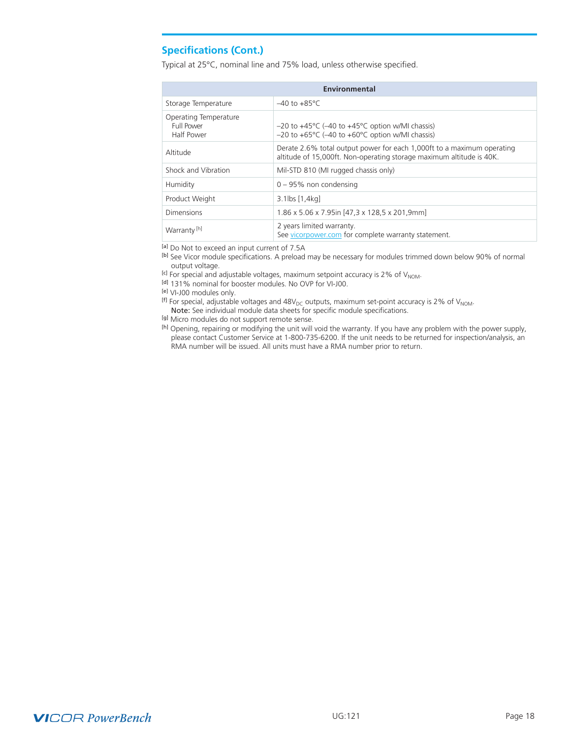## Specifications (Cont.)

Typical at 25°C, nominal line and 75% load, unless otherwise specified.

| Environmental | |
|---|---|
| Storage Temperature | –40 to +85°C |
| Operating Temperature<br>Full Power<br>Half Power | <br>–20 to +45°C (–40 to +45°C option w/MI chassis)<br>–20 to +65°C (–40 to +60°C option w/MI chassis) |
| Altitude | Derate 2.6% total output power for each 1,000ft to a maximum operating altitude of 15,000ft. Non-operating storage maximum altitude is 40K. |
| Shock and Vibration | Mil-STD 810 (MI rugged chassis only) |
| Humidity | 0 – 95% non condensing |
| Product Weight | 3.1lbs [1,4kg] |
| Dimensions | 1.86 x 5.06 x 7.95in [47,3 x 128,5 x 201,9mm] |
| Warranty [h] | 2 years limited warranty.<br>See vicorpower.com for complete warranty statement. |

[a] Do Not to exceed an input current of 7.5A

[b] See Vicor module specifications. A preload may be necessary for modules trimmed down below 90% of normal output voltage.

[c] For special and adjustable voltages, maximum setpoint accuracy is 2% of $V_{NOM}$.

[d] 131% nominal for booster modules. No OVP for VI-J00.

[e] VI-J00 modules only.

[f] For special, adjustable voltages and $48V_{DC}$ outputs, maximum set-point accuracy is 2% of $V_{NOM}$.
**Note:** See individual module data sheets for specific module specifications.

[g] Micro modules do not support remote sense.

[h] Opening, repairing or modifying the unit will void the warranty. If you have any problem with the power supply, please contact Customer Service at 1-800-735-6200. If the unit needs to be returned for inspection/analysis, an RMA number will be issued. All units must have a RMA number prior to return.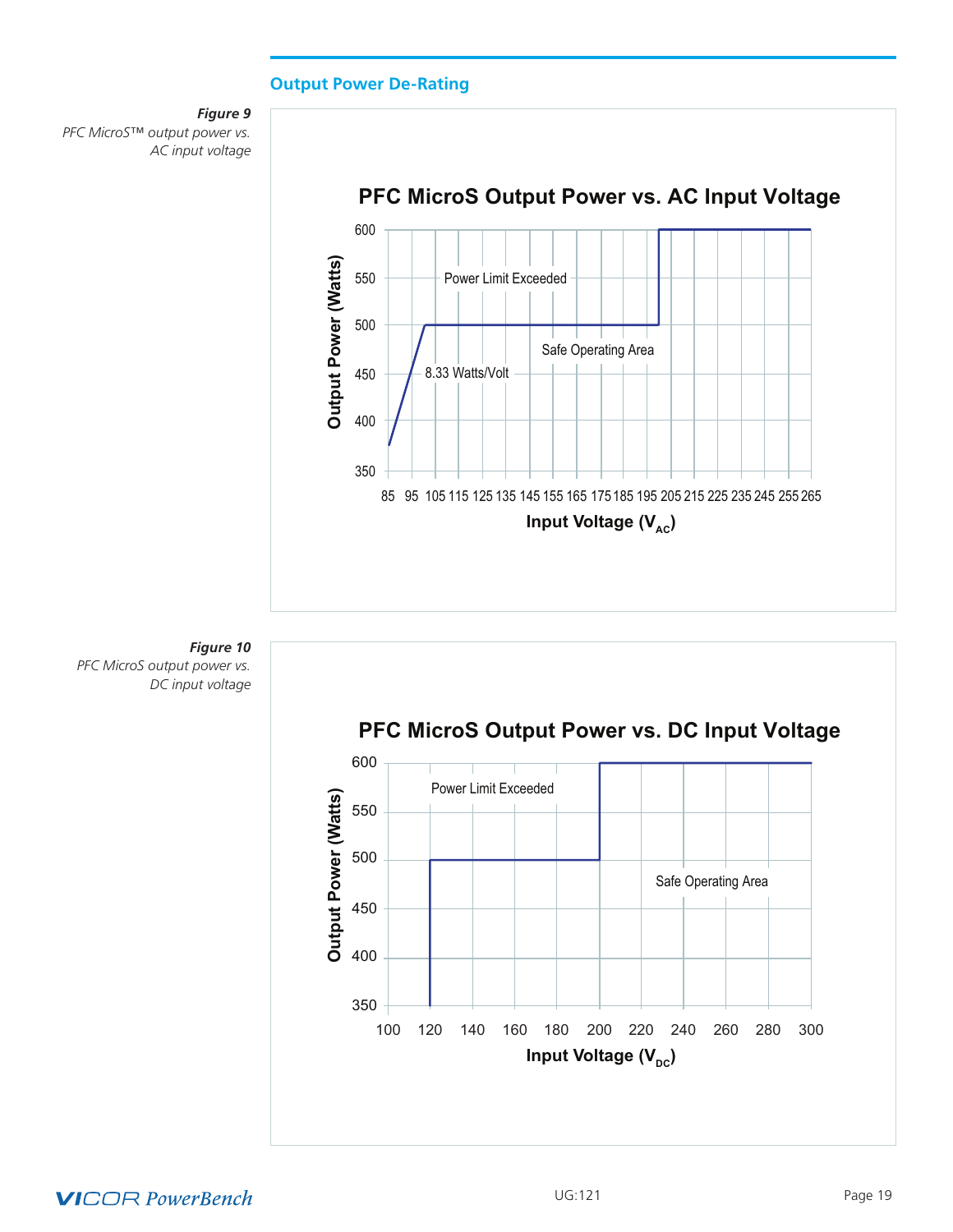## Output Power De-Rating

***Figure 9***
*PFC MicroS™ output power vs. AC input voltage*

**PFC MicroS Output Power vs. AC Input Voltage**

Output Power (Watts): 350, 400, 450, 500, 550, 600

Input Voltage ($V_{AC}$): 85, 95, 105, 115, 125, 135, 145, 155, 165, 175, 185, 195, 205, 215, 225, 235, 245, 255, 265

Power Limit Exceeded

Safe Operating Area

8.33 Watts/Volt

***Figure 10***
*PFC MicroS output power vs. DC input voltage*

**PFC MicroS Output Power vs. DC Input Voltage**

Output Power (Watts): 350, 400, 450, 500, 550, 600

Input Voltage ($V_{DC}$): 100, 120, 140, 160, 180, 200, 220, 240, 260, 280, 300

Power Limit Exceeded

Safe Operating Area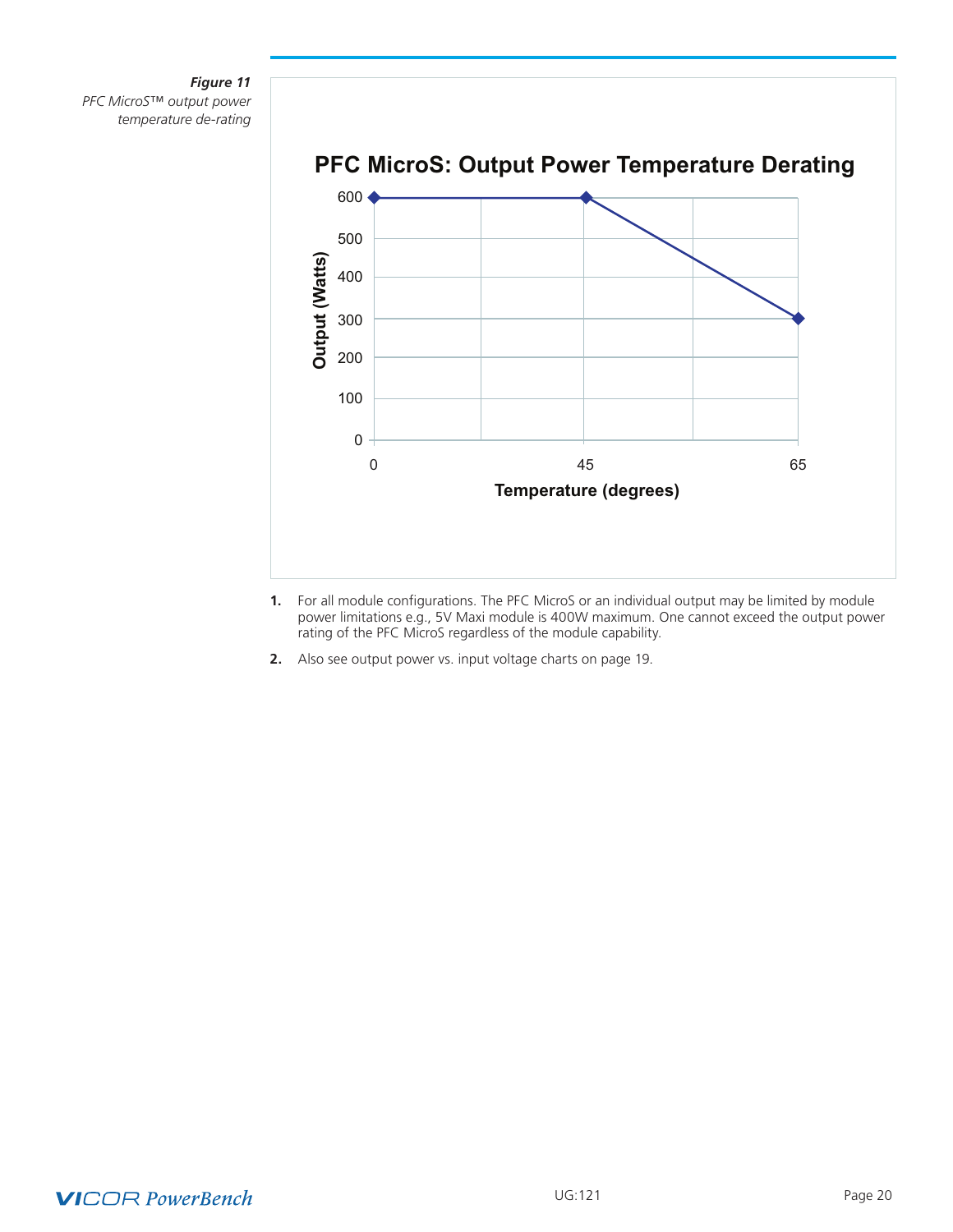*Figure 11*
*PFC MicroS™ output power temperature de-rating*

**PFC MicroS: Output Power Temperature Derating**

1. For all module configurations. The PFC MicroS or an individual output may be limited by module power limitations e.g., 5V Maxi module is 400W maximum. One cannot exceed the output power rating of the PFC MicroS regardless of the module capability.

2. Also see output power vs. input voltage charts on page 19.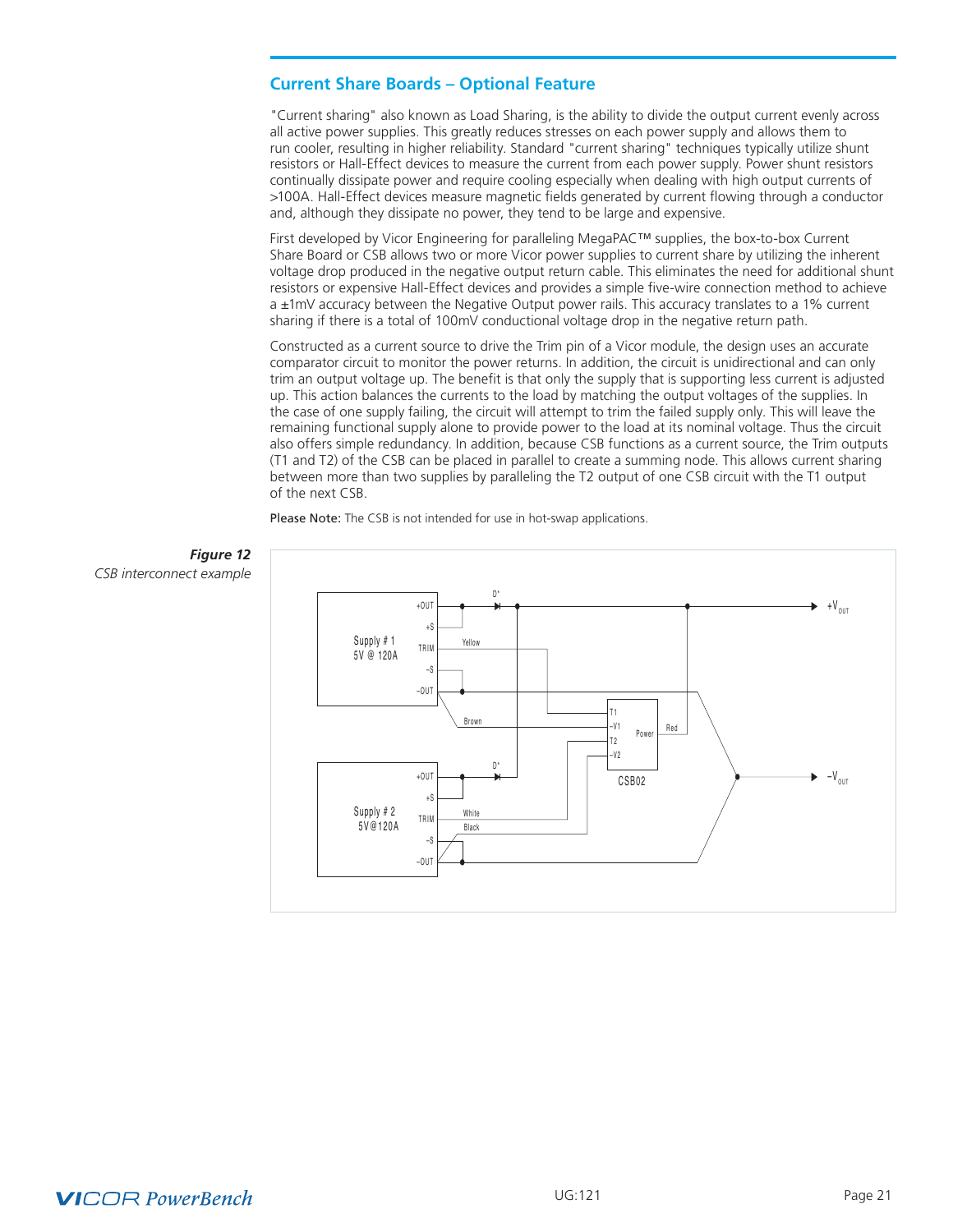## Current Share Boards – Optional Feature

"Current sharing" also known as Load Sharing, is the ability to divide the output current evenly across all active power supplies. This greatly reduces stresses on each power supply and allows them to run cooler, resulting in higher reliability. Standard "current sharing" techniques typically utilize shunt resistors or Hall-Effect devices to measure the current from each power supply. Power shunt resistors continually dissipate power and require cooling especially when dealing with high output currents of >100A. Hall-Effect devices measure magnetic fields generated by current flowing through a conductor and, although they dissipate no power, they tend to be large and expensive.

First developed by Vicor Engineering for paralleling MegaPAC™ supplies, the box-to-box Current Share Board or CSB allows two or more Vicor power supplies to current share by utilizing the inherent voltage drop produced in the negative output return cable. This eliminates the need for additional shunt resistors or expensive Hall-Effect devices and provides a simple five-wire connection method to achieve a ±1mV accuracy between the Negative Output power rails. This accuracy translates to a 1% current sharing if there is a total of 100mV conductional voltage drop in the negative return path.

Constructed as a current source to drive the Trim pin of a Vicor module, the design uses an accurate comparator circuit to monitor the power returns. In addition, the circuit is unidirectional and can only trim an output voltage up. The benefit is that only the supply that is supporting less current is adjusted up. This action balances the currents to the load by matching the output voltages of the supplies. In the case of one supply failing, the circuit will attempt to trim the failed supply only. This will leave the remaining functional supply alone to provide power to the load at its nominal voltage. Thus the circuit also offers simple redundancy. In addition, because CSB functions as a current source, the Trim outputs (T1 and T2) of the CSB can be placed in parallel to create a summing node. This allows current sharing between more than two supplies by paralleling the T2 output of one CSB circuit with the T1 output of the next CSB.

**Please Note:** The CSB is not intended for use in hot-swap applications.

***Figure 12***
*CSB interconnect example*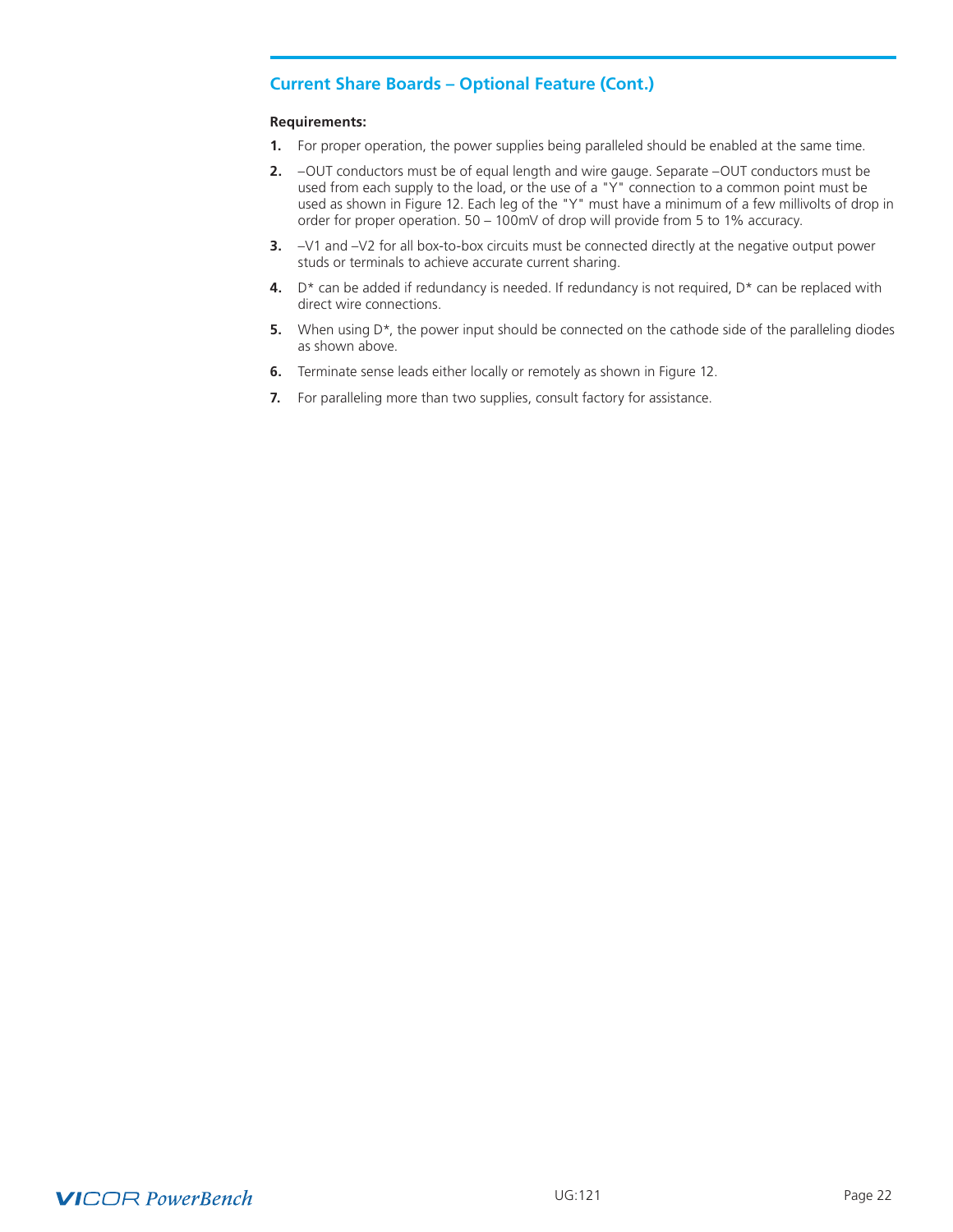## Current Share Boards – Optional Feature (Cont.)

**Requirements:**

1. For proper operation, the power supplies being paralleled should be enabled at the same time.
2. –OUT conductors must be of equal length and wire gauge. Separate –OUT conductors must be used from each supply to the load, or the use of a "Y" connection to a common point must be used as shown in Figure 12. Each leg of the "Y" must have a minimum of a few millivolts of drop in order for proper operation. 50 – 100mV of drop will provide from 5 to 1% accuracy.
3. –V1 and –V2 for all box-to-box circuits must be connected directly at the negative output power studs or terminals to achieve accurate current sharing.
4. D* can be added if redundancy is needed. If redundancy is not required, D* can be replaced with direct wire connections.
5. When using D*, the power input should be connected on the cathode side of the paralleling diodes as shown above.
6. Terminate sense leads either locally or remotely as shown in Figure 12.
7. For paralleling more than two supplies, consult factory for assistance.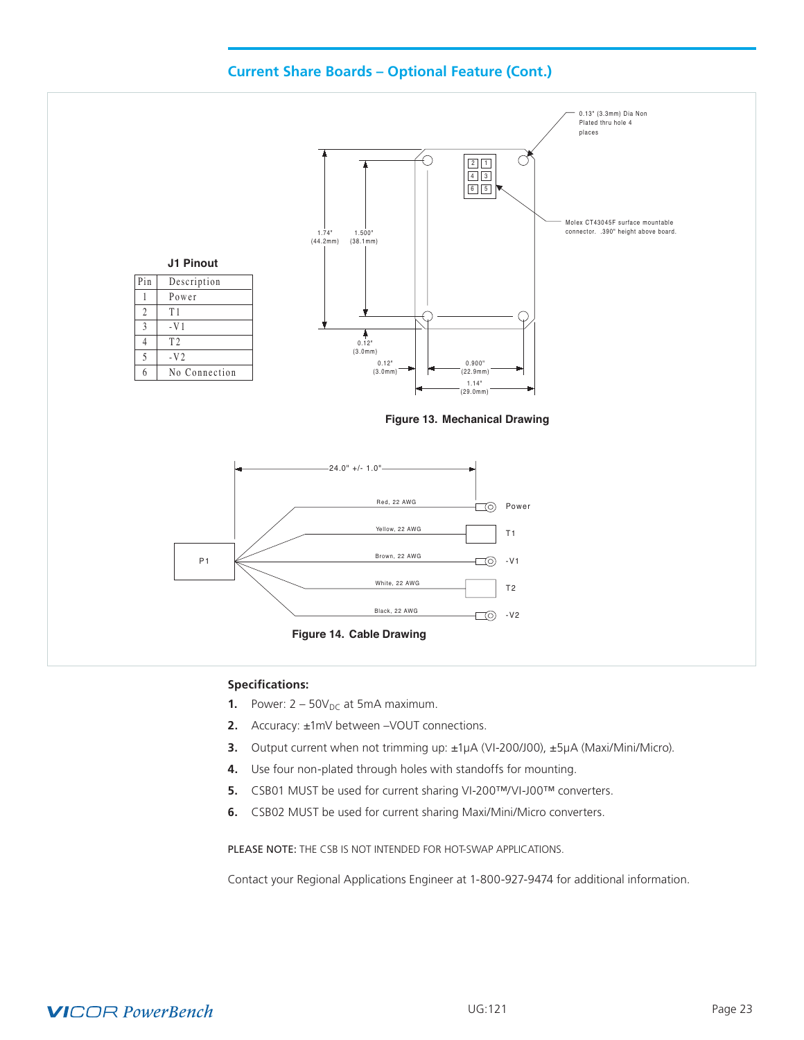## Current Share Boards – Optional Feature (Cont.)

**J1 Pinout**

| Pin | Description |
|---|---|
| 1 | Power |
| 2 | T1 |
| 3 | -V1 |
| 4 | T2 |
| 5 | -V2 |
| 6 | No Connection |

0.13" (3.3mm) Dia Non Plated thru hole 4 places

Molex CT43045F surface mountable connector. .390" height above board.

1.74" (44.2mm) 1.500" (38.1mm) 0.12" (3.0mm) 0.12" (3.0mm) 0.900" (22.9mm) 1.14" (29.0mm)

**Figure 13. Mechanical Drawing**

24.0" +/- 1.0"

P1

Red, 22 AWG — Power
Yellow, 22 AWG — T1
Brown, 22 AWG — -V1
White, 22 AWG — T2
Black, 22 AWG — -V2

**Figure 14. Cable Drawing**

**Specifications:**

1. Power: 2 – $50V_{DC}$ at 5mA maximum.
2. Accuracy: ±1mV between –VOUT connections.
3. Output current when not trimming up: ±1µA (VI-200/J00), ±5µA (Maxi/Mini/Micro).
4. Use four non-plated through holes with standoffs for mounting.
5. CSB01 MUST be used for current sharing VI-200™/VI-J00™ converters.
6. CSB02 MUST be used for current sharing Maxi/Mini/Micro converters.

PLEASE NOTE: THE CSB IS NOT INTENDED FOR HOT-SWAP APPLICATIONS.

Contact your Regional Applications Engineer at 1-800-927-9474 for additional information.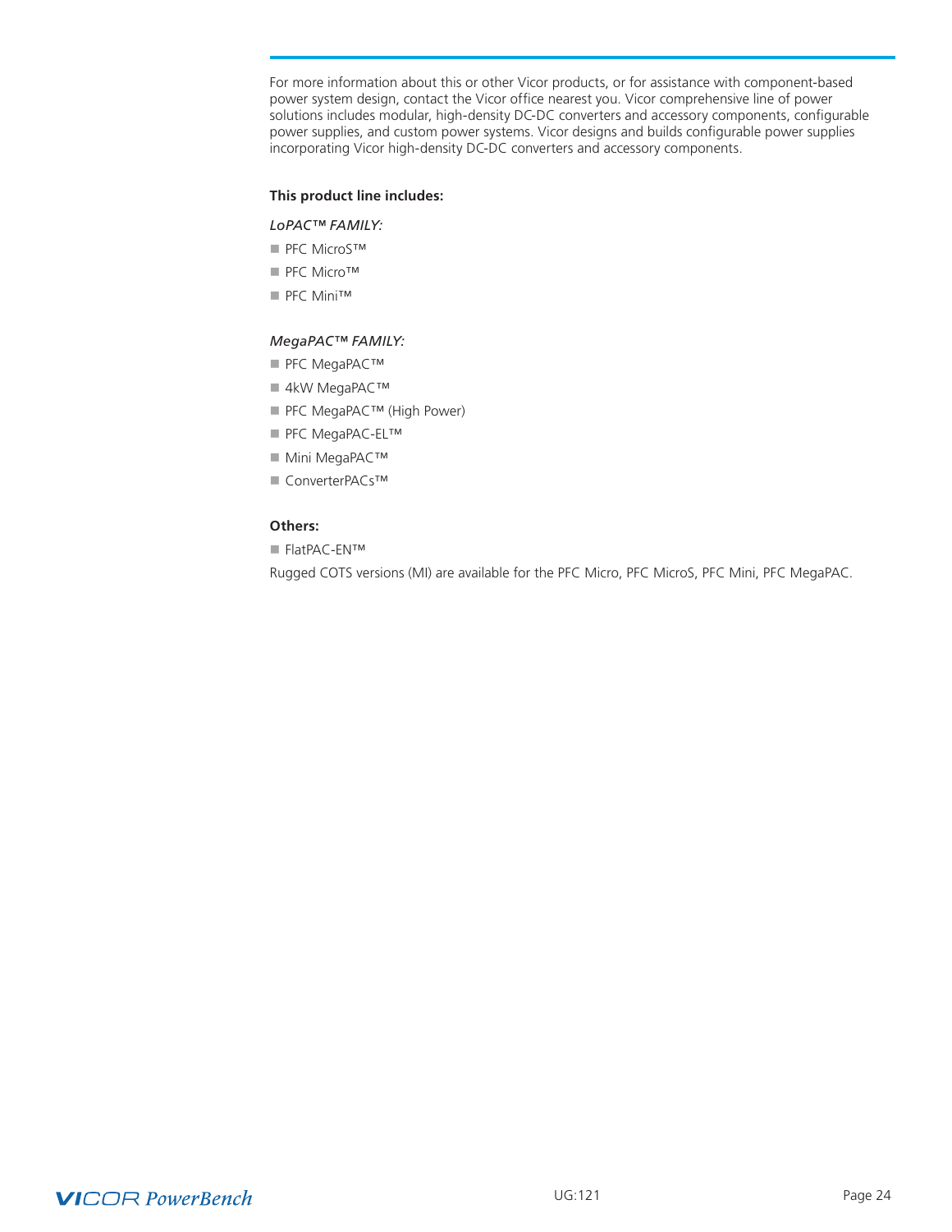For more information about this or other Vicor products, or for assistance with component-based power system design, contact the Vicor office nearest you. Vicor comprehensive line of power solutions includes modular, high-density DC-DC converters and accessory components, configurable power supplies, and custom power systems. Vicor designs and builds configurable power supplies incorporating Vicor high-density DC-DC converters and accessory components.

**This product line includes:**

*LoPAC™ FAMILY:*

- PFC MicroS™
- PFC Micro™
- PFC Mini™

*MegaPAC™ FAMILY:*

- PFC MegaPAC™
- 4kW MegaPAC™
- PFC MegaPAC™ (High Power)
- PFC MegaPAC-EL™
- Mini MegaPAC™
- ConverterPACs™

**Others:**

- FlatPAC-EN™

Rugged COTS versions (MI) are available for the PFC Micro, PFC MicroS, PFC Mini, PFC MegaPAC.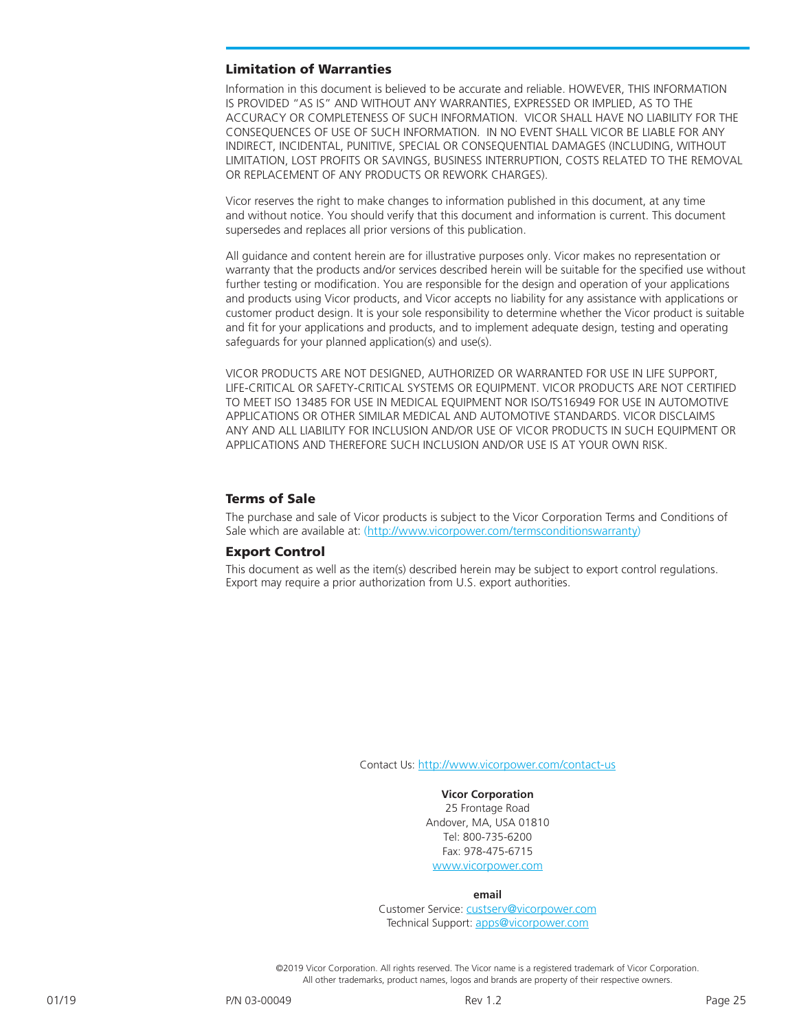## Limitation of Warranties

Information in this document is believed to be accurate and reliable. HOWEVER, THIS INFORMATION IS PROVIDED "AS IS" AND WITHOUT ANY WARRANTIES, EXPRESSED OR IMPLIED, AS TO THE ACCURACY OR COMPLETENESS OF SUCH INFORMATION. VICOR SHALL HAVE NO LIABILITY FOR THE CONSEQUENCES OF USE OF SUCH INFORMATION. IN NO EVENT SHALL VICOR BE LIABLE FOR ANY INDIRECT, INCIDENTAL, PUNITIVE, SPECIAL OR CONSEQUENTIAL DAMAGES (INCLUDING, WITHOUT LIMITATION, LOST PROFITS OR SAVINGS, BUSINESS INTERRUPTION, COSTS RELATED TO THE REMOVAL OR REPLACEMENT OF ANY PRODUCTS OR REWORK CHARGES).

Vicor reserves the right to make changes to information published in this document, at any time and without notice. You should verify that this document and information is current. This document supersedes and replaces all prior versions of this publication.

All guidance and content herein are for illustrative purposes only. Vicor makes no representation or warranty that the products and/or services described herein will be suitable for the specified use without further testing or modification. You are responsible for the design and operation of your applications and products using Vicor products, and Vicor accepts no liability for any assistance with applications or customer product design. It is your sole responsibility to determine whether the Vicor product is suitable and fit for your applications and products, and to implement adequate design, testing and operating safeguards for your planned application(s) and use(s).

VICOR PRODUCTS ARE NOT DESIGNED, AUTHORIZED OR WARRANTED FOR USE IN LIFE SUPPORT, LIFE-CRITICAL OR SAFETY-CRITICAL SYSTEMS OR EQUIPMENT. VICOR PRODUCTS ARE NOT CERTIFIED TO MEET ISO 13485 FOR USE IN MEDICAL EQUIPMENT NOR ISO/TS16949 FOR USE IN AUTOMOTIVE APPLICATIONS OR OTHER SIMILAR MEDICAL AND AUTOMOTIVE STANDARDS. VICOR DISCLAIMS ANY AND ALL LIABILITY FOR INCLUSION AND/OR USE OF VICOR PRODUCTS IN SUCH EQUIPMENT OR APPLICATIONS AND THEREFORE SUCH INCLUSION AND/OR USE IS AT YOUR OWN RISK.

## Terms of Sale

The purchase and sale of Vicor products is subject to the Vicor Corporation Terms and Conditions of Sale which are available at: (http://www.vicorpower.com/termsconditionswarranty)

## Export Control

This document as well as the item(s) described herein may be subject to export control regulations. Export may require a prior authorization from U.S. export authorities.

Contact Us: http://www.vicorpower.com/contact-us

**Vicor Corporation**
25 Frontage Road
Andover, MA, USA 01810
Tel: 800-735-6200
Fax: 978-475-6715
www.vicorpower.com

**email**
Customer Service: custserv@vicorpower.com
Technical Support: apps@vicorpower.com

©2019 Vicor Corporation. All rights reserved. The Vicor name is a registered trademark of Vicor Corporation.
All other trademarks, product names, logos and brands are property of their respective owners.

01/19 P/N 03-00049 Rev 1.2